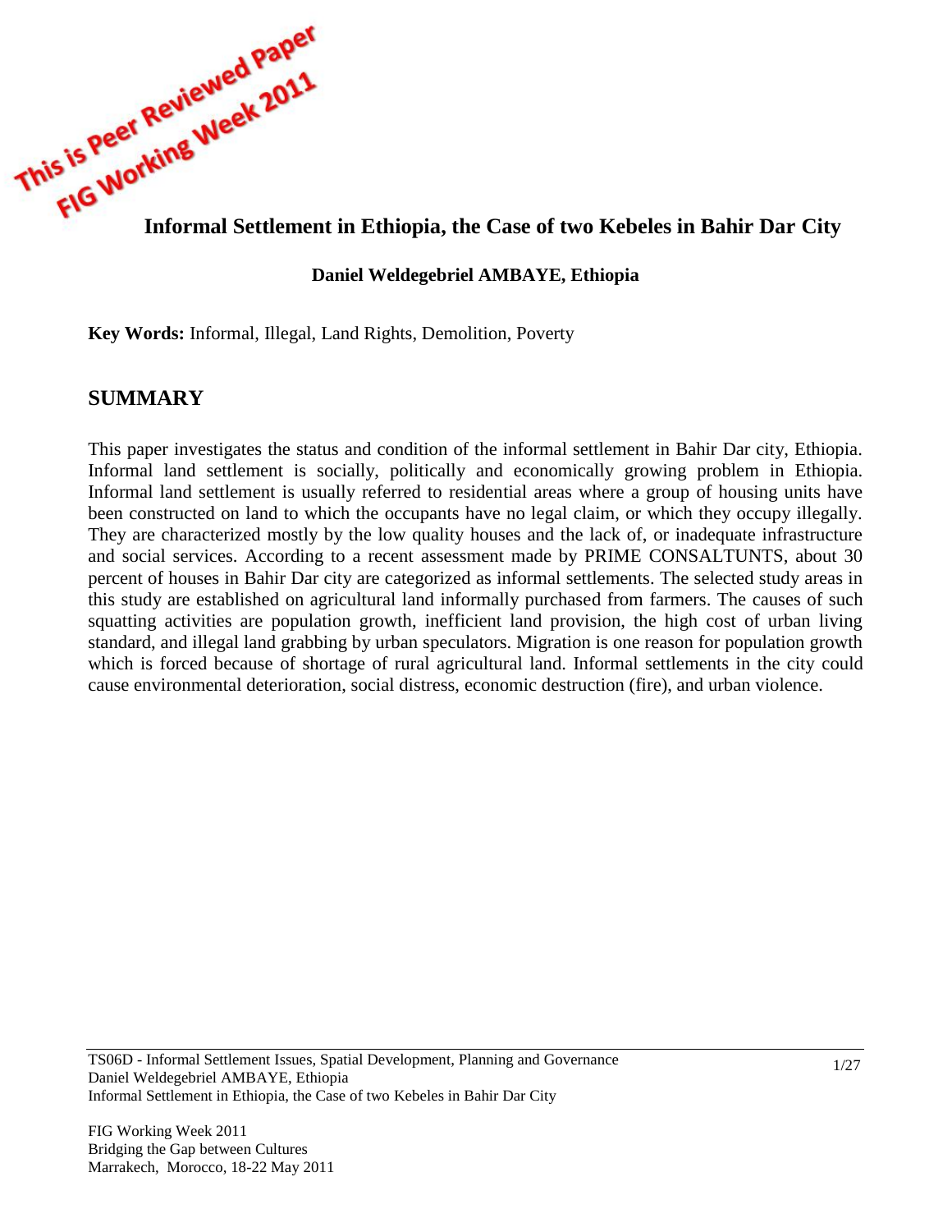This is Peer Reviewed Paper
FIG Working Week 2011

# Informal Settlement in Ethiopia, the Case of two Kebeles in Bahir Dar City

**Daniel Weldegebriel AMBAYE, Ethiopia**

**Key Words:** Informal, Illegal, Land Rights, Demolition, Poverty

## SUMMARY

This paper investigates the status and condition of the informal settlement in Bahir Dar city, Ethiopia. Informal land settlement is socially, politically and economically growing problem in Ethiopia. Informal land settlement is usually referred to residential areas where a group of housing units have been constructed on land to which the occupants have no legal claim, or which they occupy illegally. They are characterized mostly by the low quality houses and the lack of, or inadequate infrastructure and social services. According to a recent assessment made by PRIME CONSALTUNTS, about 30 percent of houses in Bahir Dar city are categorized as informal settlements. The selected study areas in this study are established on agricultural land informally purchased from farmers. The causes of such squatting activities are population growth, inefficient land provision, the high cost of urban living standard, and illegal land grabbing by urban speculators. Migration is one reason for population growth which is forced because of shortage of rural agricultural land. Informal settlements in the city could cause environmental deterioration, social distress, economic destruction (fire), and urban violence.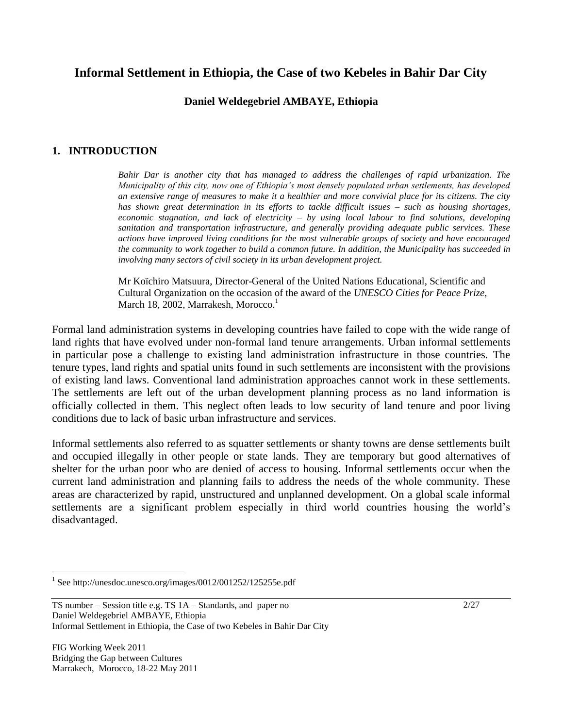# Informal Settlement in Ethiopia, the Case of two Kebeles in Bahir Dar City

**Daniel Weldegebriel AMBAYE, Ethiopia**

## 1. INTRODUCTION

> *Bahir Dar is another city that has managed to address the challenges of rapid urbanization. The Municipality of this city, now one of Ethiopia's most densely populated urban settlements, has developed an extensive range of measures to make it a healthier and more convivial place for its citizens. The city has shown great determination in its efforts to tackle difficult issues – such as housing shortages, economic stagnation, and lack of electricity – by using local labour to find solutions, developing sanitation and transportation infrastructure, and generally providing adequate public services. These actions have improved living conditions for the most vulnerable groups of society and have encouraged the community to work together to build a common future. In addition, the Municipality has succeeded in involving many sectors of civil society in its urban development project.*
>
> Mr Koïchiro Matsuura, Director-General of the United Nations Educational, Scientific and Cultural Organization on the occasion of the award of the *UNESCO Cities for Peace Prize,* March 18, 2002, Marrakesh, Morocco.[1]

Formal land administration systems in developing countries have failed to cope with the wide range of land rights that have evolved under non-formal land tenure arrangements. Urban informal settlements in particular pose a challenge to existing land administration infrastructure in those countries. The tenure types, land rights and spatial units found in such settlements are inconsistent with the provisions of existing land laws. Conventional land administration approaches cannot work in these settlements. The settlements are left out of the urban development planning process as no land information is officially collected in them. This neglect often leads to low security of land tenure and poor living conditions due to lack of basic urban infrastructure and services.

Informal settlements also referred to as squatter settlements or shanty towns are dense settlements built and occupied illegally in other people or state lands. They are temporary but good alternatives of shelter for the urban poor who are denied of access to housing. Informal settlements occur when the current land administration and planning fails to address the needs of the whole community. These areas are characterized by rapid, unstructured and unplanned development. On a global scale informal settlements are a significant problem especially in third world countries housing the world's disadvantaged.

---

[1] See http://unesdoc.unesco.org/images/0012/001252/125255e.pdf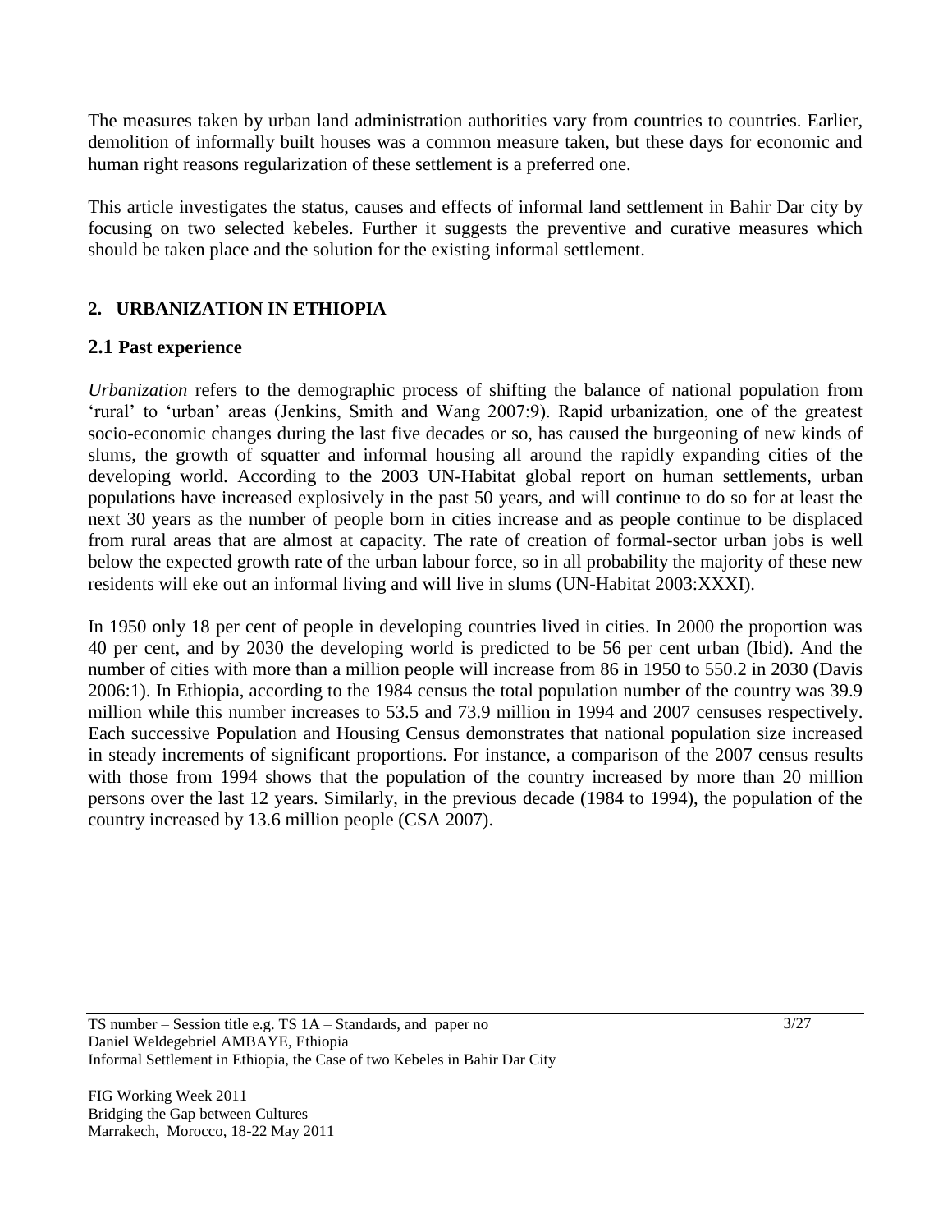The measures taken by urban land administration authorities vary from countries to countries. Earlier, demolition of informally built houses was a common measure taken, but these days for economic and human right reasons regularization of these settlement is a preferred one.

This article investigates the status, causes and effects of informal land settlement in Bahir Dar city by focusing on two selected kebeles. Further it suggests the preventive and curative measures which should be taken place and the solution for the existing informal settlement.

## 2. URBANIZATION IN ETHIOPIA

### 2.1 Past experience

*Urbanization* refers to the demographic process of shifting the balance of national population from 'rural' to 'urban' areas (Jenkins, Smith and Wang 2007:9). Rapid urbanization, one of the greatest socio-economic changes during the last five decades or so, has caused the burgeoning of new kinds of slums, the growth of squatter and informal housing all around the rapidly expanding cities of the developing world. According to the 2003 UN-Habitat global report on human settlements, urban populations have increased explosively in the past 50 years, and will continue to do so for at least the next 30 years as the number of people born in cities increase and as people continue to be displaced from rural areas that are almost at capacity. The rate of creation of formal-sector urban jobs is well below the expected growth rate of the urban labour force, so in all probability the majority of these new residents will eke out an informal living and will live in slums (UN-Habitat 2003:XXXI).

In 1950 only 18 per cent of people in developing countries lived in cities. In 2000 the proportion was 40 per cent, and by 2030 the developing world is predicted to be 56 per cent urban (Ibid). And the number of cities with more than a million people will increase from 86 in 1950 to 550.2 in 2030 (Davis 2006:1). In Ethiopia, according to the 1984 census the total population number of the country was 39.9 million while this number increases to 53.5 and 73.9 million in 1994 and 2007 censuses respectively. Each successive Population and Housing Census demonstrates that national population size increased in steady increments of significant proportions. For instance, a comparison of the 2007 census results with those from 1994 shows that the population of the country increased by more than 20 million persons over the last 12 years. Similarly, in the previous decade (1984 to 1994), the population of the country increased by 13.6 million people (CSA 2007).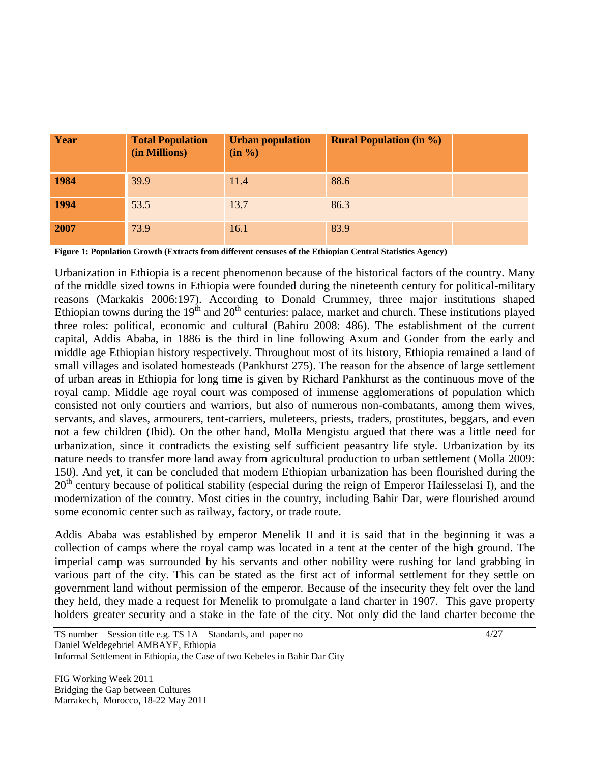| Year | Total Population (in Millions) | Urban population (in %) | Rural Population (in %) | |
|---|---|---|---|---|
| **1984** | 39.9 | 11.4 | 88.6 | |
| **1994** | 53.5 | 13.7 | 86.3 | |
| **2007** | 73.9 | 16.1 | 83.9 | |

**Figure 1: Population Growth (Extracts from different censuses of the Ethiopian Central Statistics Agency)**

Urbanization in Ethiopia is a recent phenomenon because of the historical factors of the country. Many of the middle sized towns in Ethiopia were founded during the nineteenth century for political-military reasons (Markakis 2006:197). According to Donald Crummey, three major institutions shaped Ethiopian towns during the 19th and 20th centuries: palace, market and church. These institutions played three roles: political, economic and cultural (Bahiru 2008: 486). The establishment of the current capital, Addis Ababa, in 1886 is the third in line following Axum and Gonder from the early and middle age Ethiopian history respectively. Throughout most of its history, Ethiopia remained a land of small villages and isolated homesteads (Pankhurst 275). The reason for the absence of large settlement of urban areas in Ethiopia for long time is given by Richard Pankhurst as the continuous move of the royal camp. Middle age royal court was composed of immense agglomerations of population which consisted not only courtiers and warriors, but also of numerous non-combatants, among them wives, servants, and slaves, armourers, tent-carriers, muleteers, priests, traders, prostitutes, beggars, and even not a few children (Ibid). On the other hand, Molla Mengistu argued that there was a little need for urbanization, since it contradicts the existing self sufficient peasantry life style. Urbanization by its nature needs to transfer more land away from agricultural production to urban settlement (Molla 2009: 150). And yet, it can be concluded that modern Ethiopian urbanization has been flourished during the 20th century because of political stability (especial during the reign of Emperor Hailesselasi I), and the modernization of the country. Most cities in the country, including Bahir Dar, were flourished around some economic center such as railway, factory, or trade route.

Addis Ababa was established by emperor Menelik II and it is said that in the beginning it was a collection of camps where the royal camp was located in a tent at the center of the high ground. The imperial camp was surrounded by his servants and other nobility were rushing for land grabbing in various part of the city. This can be stated as the first act of informal settlement for they settle on government land without permission of the emperor. Because of the insecurity they felt over the land they held, they made a request for Menelik to promulgate a land charter in 1907. This gave property holders greater security and a stake in the fate of the city. Not only did the land charter become the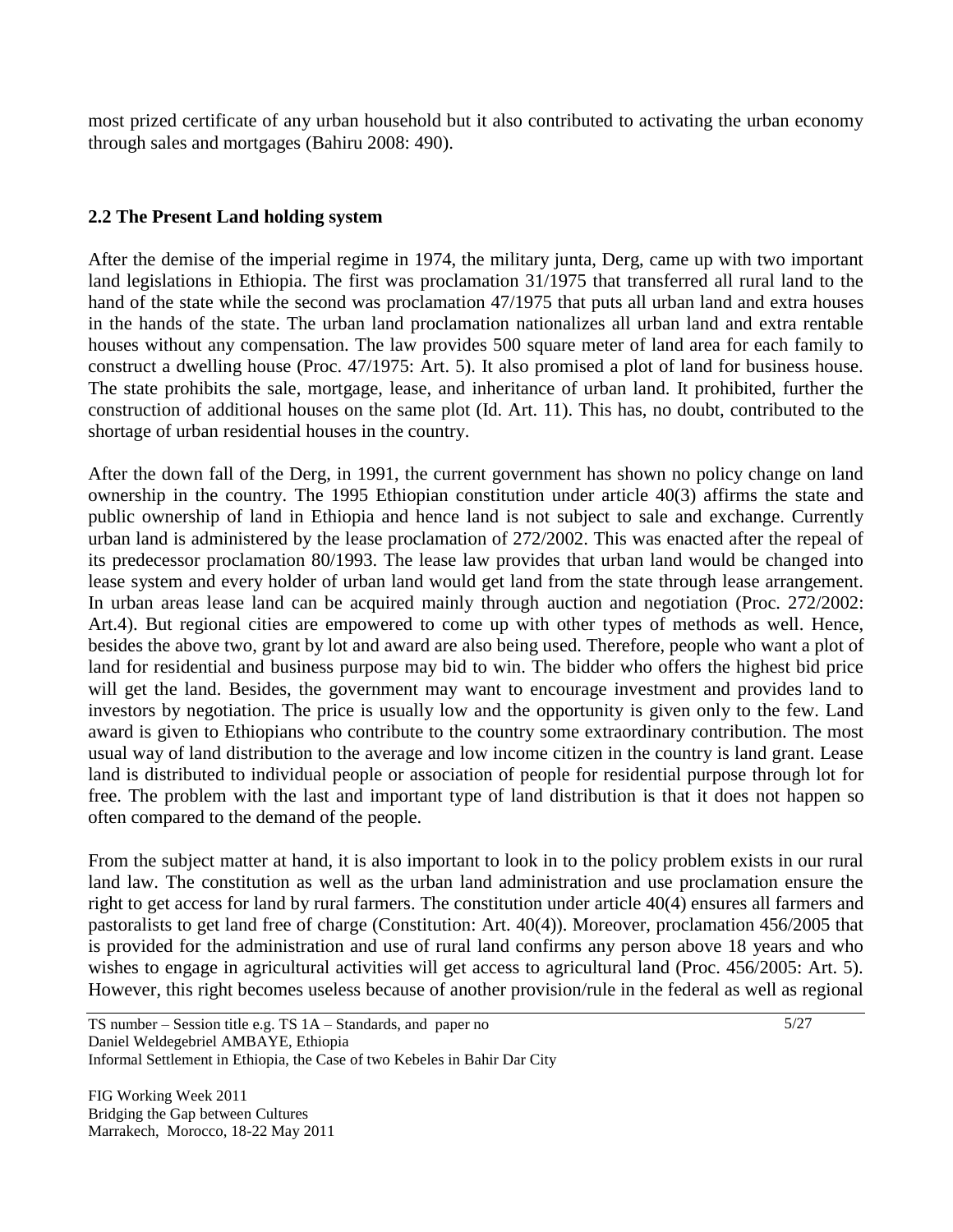most prized certificate of any urban household but it also contributed to activating the urban economy through sales and mortgages (Bahiru 2008: 490).

## 2.2 The Present Land holding system

After the demise of the imperial regime in 1974, the military junta, Derg, came up with two important land legislations in Ethiopia. The first was proclamation 31/1975 that transferred all rural land to the hand of the state while the second was proclamation 47/1975 that puts all urban land and extra houses in the hands of the state. The urban land proclamation nationalizes all urban land and extra rentable houses without any compensation. The law provides 500 square meter of land area for each family to construct a dwelling house (Proc. 47/1975: Art. 5). It also promised a plot of land for business house. The state prohibits the sale, mortgage, lease, and inheritance of urban land. It prohibited, further the construction of additional houses on the same plot (Id. Art. 11). This has, no doubt, contributed to the shortage of urban residential houses in the country.

After the down fall of the Derg, in 1991, the current government has shown no policy change on land ownership in the country. The 1995 Ethiopian constitution under article 40(3) affirms the state and public ownership of land in Ethiopia and hence land is not subject to sale and exchange. Currently urban land is administered by the lease proclamation of 272/2002. This was enacted after the repeal of its predecessor proclamation 80/1993. The lease law provides that urban land would be changed into lease system and every holder of urban land would get land from the state through lease arrangement. In urban areas lease land can be acquired mainly through auction and negotiation (Proc. 272/2002: Art.4). But regional cities are empowered to come up with other types of methods as well. Hence, besides the above two, grant by lot and award are also being used. Therefore, people who want a plot of land for residential and business purpose may bid to win. The bidder who offers the highest bid price will get the land. Besides, the government may want to encourage investment and provides land to investors by negotiation. The price is usually low and the opportunity is given only to the few. Land award is given to Ethiopians who contribute to the country some extraordinary contribution. The most usual way of land distribution to the average and low income citizen in the country is land grant. Lease land is distributed to individual people or association of people for residential purpose through lot for free. The problem with the last and important type of land distribution is that it does not happen so often compared to the demand of the people.

From the subject matter at hand, it is also important to look in to the policy problem exists in our rural land law. The constitution as well as the urban land administration and use proclamation ensure the right to get access for land by rural farmers. The constitution under article 40(4) ensures all farmers and pastoralists to get land free of charge (Constitution: Art. 40(4)). Moreover, proclamation 456/2005 that is provided for the administration and use of rural land confirms any person above 18 years and who wishes to engage in agricultural activities will get access to agricultural land (Proc. 456/2005: Art. 5). However, this right becomes useless because of another provision/rule in the federal as well as regional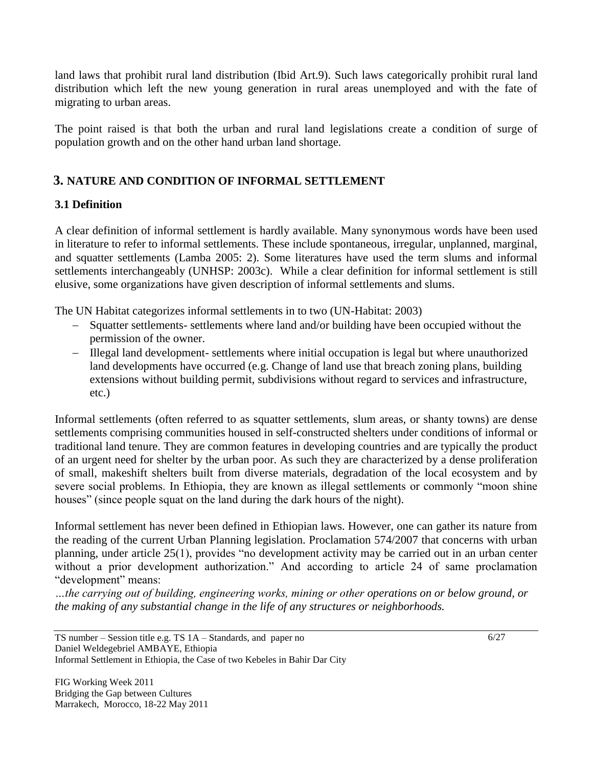land laws that prohibit rural land distribution (Ibid Art.9). Such laws categorically prohibit rural land distribution which left the new young generation in rural areas unemployed and with the fate of migrating to urban areas.

The point raised is that both the urban and rural land legislations create a condition of surge of population growth and on the other hand urban land shortage.

## 3. NATURE AND CONDITION OF INFORMAL SETTLEMENT

### 3.1 Definition

A clear definition of informal settlement is hardly available. Many synonymous words have been used in literature to refer to informal settlements. These include spontaneous, irregular, unplanned, marginal, and squatter settlements (Lamba 2005: 2). Some literatures have used the term slums and informal settlements interchangeably (UNHSP: 2003c). While a clear definition for informal settlement is still elusive, some organizations have given description of informal settlements and slums.

The UN Habitat categorizes informal settlements in to two (UN-Habitat: 2003)

- Squatter settlements- settlements where land and/or building have been occupied without the permission of the owner.
- Illegal land development- settlements where initial occupation is legal but where unauthorized land developments have occurred (e.g. Change of land use that breach zoning plans, building extensions without building permit, subdivisions without regard to services and infrastructure, etc.)

Informal settlements (often referred to as squatter settlements, slum areas, or shanty towns) are dense settlements comprising communities housed in self-constructed shelters under conditions of informal or traditional land tenure. They are common features in developing countries and are typically the product of an urgent need for shelter by the urban poor. As such they are characterized by a dense proliferation of small, makeshift shelters built from diverse materials, degradation of the local ecosystem and by severe social problems. In Ethiopia, they are known as illegal settlements or commonly "moon shine houses" (since people squat on the land during the dark hours of the night).

Informal settlement has never been defined in Ethiopian laws. However, one can gather its nature from the reading of the current Urban Planning legislation. Proclamation 574/2007 that concerns with urban planning, under article 25(1), provides "no development activity may be carried out in an urban center without a prior development authorization." And according to article 24 of same proclamation "development" means:

*…the carrying out of building, engineering works, mining or other operations on or below ground, or the making of any substantial change in the life of any structures or neighborhoods.*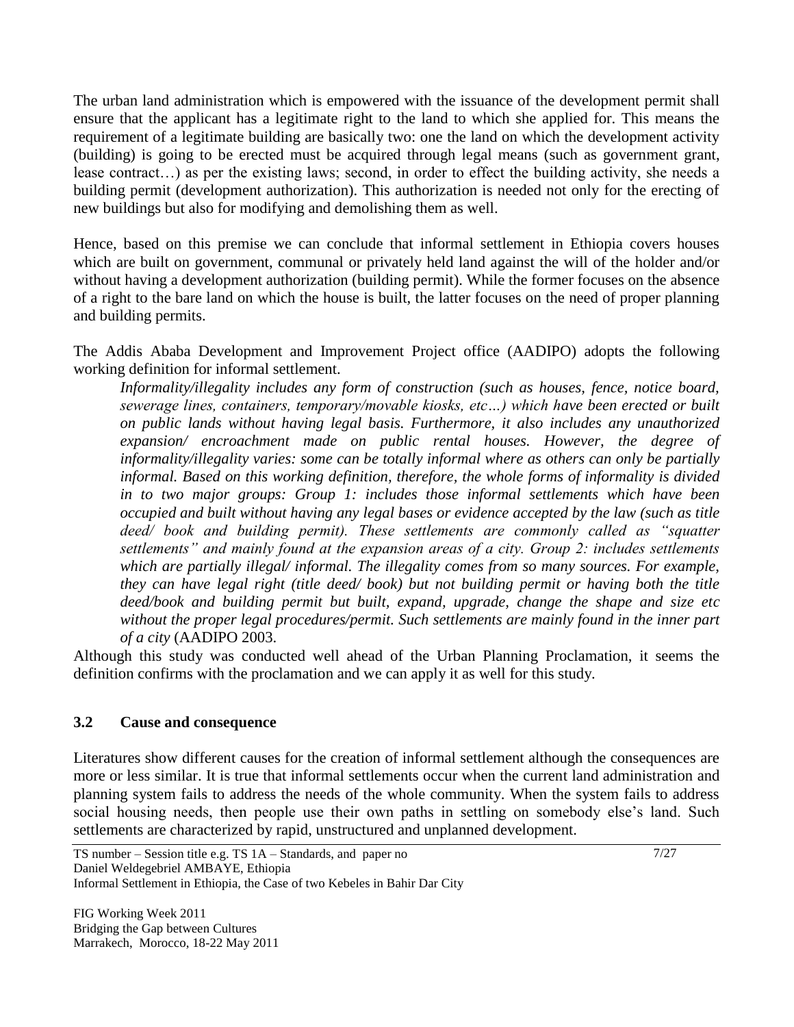The urban land administration which is empowered with the issuance of the development permit shall ensure that the applicant has a legitimate right to the land to which she applied for. This means the requirement of a legitimate building are basically two: one the land on which the development activity (building) is going to be erected must be acquired through legal means (such as government grant, lease contract…) as per the existing laws; second, in order to effect the building activity, she needs a building permit (development authorization). This authorization is needed not only for the erecting of new buildings but also for modifying and demolishing them as well.

Hence, based on this premise we can conclude that informal settlement in Ethiopia covers houses which are built on government, communal or privately held land against the will of the holder and/or without having a development authorization (building permit). While the former focuses on the absence of a right to the bare land on which the house is built, the latter focuses on the need of proper planning and building permits.

The Addis Ababa Development and Improvement Project office (AADIPO) adopts the following working definition for informal settlement.

> *Informality/illegality includes any form of construction (such as houses, fence, notice board, sewerage lines, containers, temporary/movable kiosks, etc…) which have been erected or built on public lands without having legal basis. Furthermore, it also includes any unauthorized expansion/ encroachment made on public rental houses. However, the degree of informality/illegality varies: some can be totally informal where as others can only be partially informal. Based on this working definition, therefore, the whole forms of informality is divided in to two major groups: Group 1: includes those informal settlements which have been occupied and built without having any legal bases or evidence accepted by the law (such as title deed/ book and building permit). These settlements are commonly called as "squatter settlements" and mainly found at the expansion areas of a city. Group 2: includes settlements which are partially illegal/ informal. The illegality comes from so many sources. For example, they can have legal right (title deed/ book) but not building permit or having both the title deed/book and building permit but built, expand, upgrade, change the shape and size etc without the proper legal procedures/permit. Such settlements are mainly found in the inner part of a city* (AADIPO 2003.

Although this study was conducted well ahead of the Urban Planning Proclamation, it seems the definition confirms with the proclamation and we can apply it as well for this study.

### 3.2 Cause and consequence

Literatures show different causes for the creation of informal settlement although the consequences are more or less similar. It is true that informal settlements occur when the current land administration and planning system fails to address the needs of the whole community. When the system fails to address social housing needs, then people use their own paths in settling on somebody else's land. Such settlements are characterized by rapid, unstructured and unplanned development.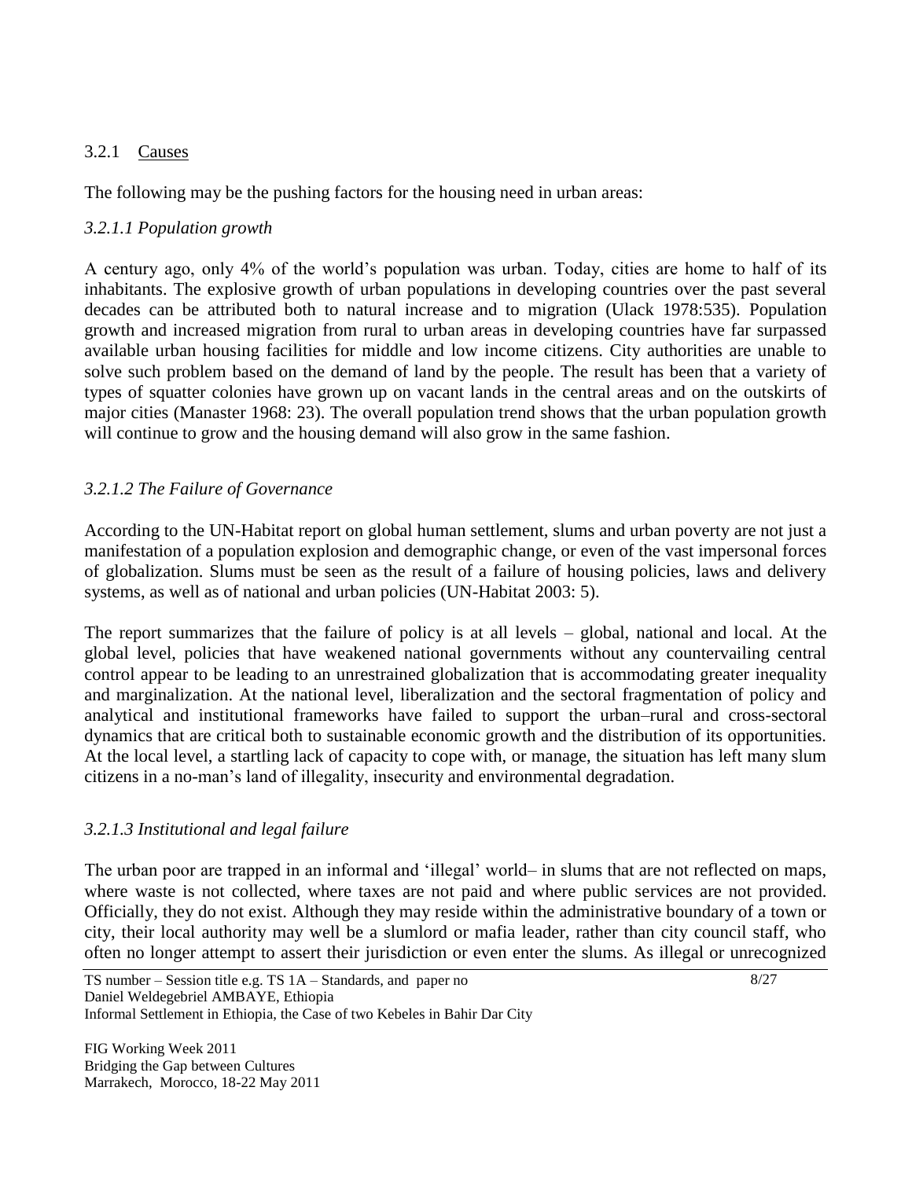### 3.2.1 Causes

The following may be the pushing factors for the housing need in urban areas:

#### *3.2.1.1 Population growth*

A century ago, only 4% of the world's population was urban. Today, cities are home to half of its inhabitants. The explosive growth of urban populations in developing countries over the past several decades can be attributed both to natural increase and to migration (Ulack 1978:535). Population growth and increased migration from rural to urban areas in developing countries have far surpassed available urban housing facilities for middle and low income citizens. City authorities are unable to solve such problem based on the demand of land by the people. The result has been that a variety of types of squatter colonies have grown up on vacant lands in the central areas and on the outskirts of major cities (Manaster 1968: 23). The overall population trend shows that the urban population growth will continue to grow and the housing demand will also grow in the same fashion.

#### *3.2.1.2 The Failure of Governance*

According to the UN-Habitat report on global human settlement, slums and urban poverty are not just a manifestation of a population explosion and demographic change, or even of the vast impersonal forces of globalization. Slums must be seen as the result of a failure of housing policies, laws and delivery systems, as well as of national and urban policies (UN-Habitat 2003: 5).

The report summarizes that the failure of policy is at all levels – global, national and local. At the global level, policies that have weakened national governments without any countervailing central control appear to be leading to an unrestrained globalization that is accommodating greater inequality and marginalization. At the national level, liberalization and the sectoral fragmentation of policy and analytical and institutional frameworks have failed to support the urban–rural and cross-sectoral dynamics that are critical both to sustainable economic growth and the distribution of its opportunities. At the local level, a startling lack of capacity to cope with, or manage, the situation has left many slum citizens in a no-man's land of illegality, insecurity and environmental degradation.

#### *3.2.1.3 Institutional and legal failure*

The urban poor are trapped in an informal and 'illegal' world– in slums that are not reflected on maps, where waste is not collected, where taxes are not paid and where public services are not provided. Officially, they do not exist. Although they may reside within the administrative boundary of a town or city, their local authority may well be a slumlord or mafia leader, rather than city council staff, who often no longer attempt to assert their jurisdiction or even enter the slums. As illegal or unrecognized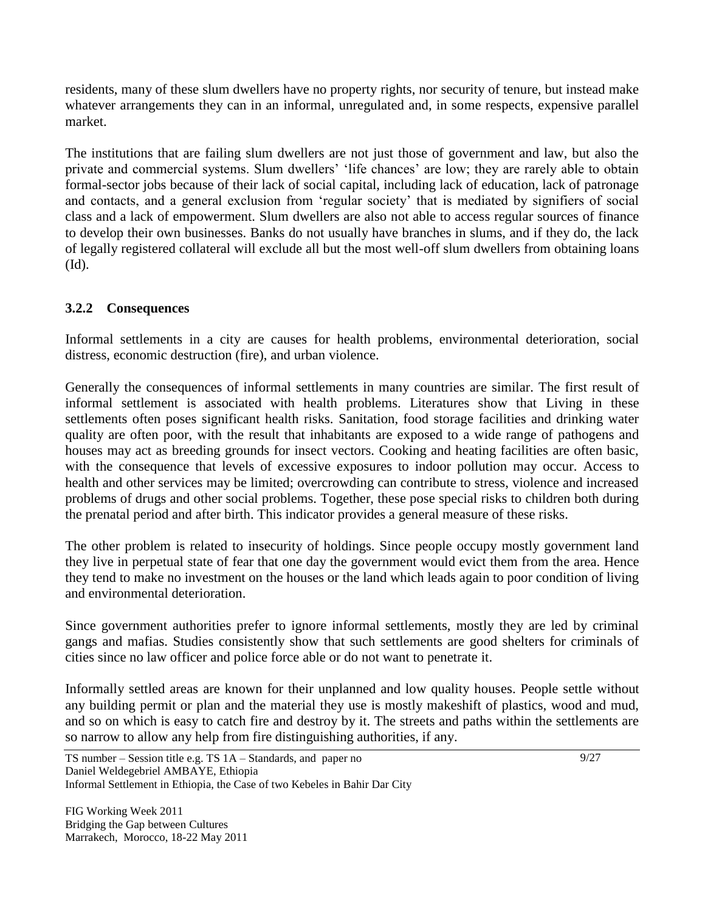residents, many of these slum dwellers have no property rights, nor security of tenure, but instead make whatever arrangements they can in an informal, unregulated and, in some respects, expensive parallel market.

The institutions that are failing slum dwellers are not just those of government and law, but also the private and commercial systems. Slum dwellers' 'life chances' are low; they are rarely able to obtain formal-sector jobs because of their lack of social capital, including lack of education, lack of patronage and contacts, and a general exclusion from 'regular society' that is mediated by signifiers of social class and a lack of empowerment. Slum dwellers are also not able to access regular sources of finance to develop their own businesses. Banks do not usually have branches in slums, and if they do, the lack of legally registered collateral will exclude all but the most well-off slum dwellers from obtaining loans (Id).

### 3.2.2 Consequences

Informal settlements in a city are causes for health problems, environmental deterioration, social distress, economic destruction (fire), and urban violence.

Generally the consequences of informal settlements in many countries are similar. The first result of informal settlement is associated with health problems. Literatures show that Living in these settlements often poses significant health risks. Sanitation, food storage facilities and drinking water quality are often poor, with the result that inhabitants are exposed to a wide range of pathogens and houses may act as breeding grounds for insect vectors. Cooking and heating facilities are often basic, with the consequence that levels of excessive exposures to indoor pollution may occur. Access to health and other services may be limited; overcrowding can contribute to stress, violence and increased problems of drugs and other social problems. Together, these pose special risks to children both during the prenatal period and after birth. This indicator provides a general measure of these risks.

The other problem is related to insecurity of holdings. Since people occupy mostly government land they live in perpetual state of fear that one day the government would evict them from the area. Hence they tend to make no investment on the houses or the land which leads again to poor condition of living and environmental deterioration.

Since government authorities prefer to ignore informal settlements, mostly they are led by criminal gangs and mafias. Studies consistently show that such settlements are good shelters for criminals of cities since no law officer and police force able or do not want to penetrate it.

Informally settled areas are known for their unplanned and low quality houses. People settle without any building permit or plan and the material they use is mostly makeshift of plastics, wood and mud, and so on which is easy to catch fire and destroy by it. The streets and paths within the settlements are so narrow to allow any help from fire distinguishing authorities, if any.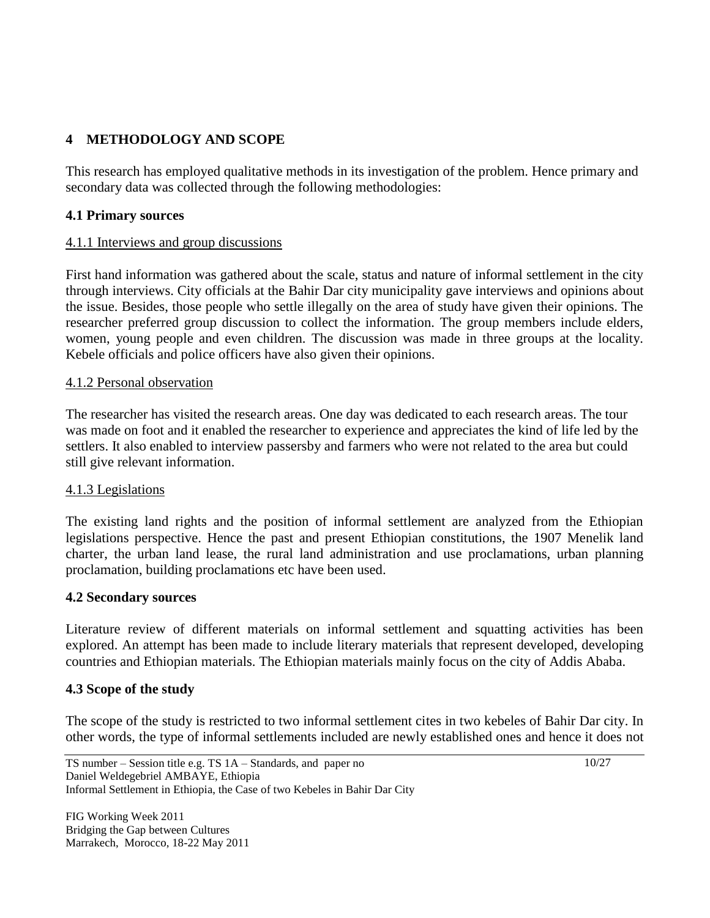## 4 METHODOLOGY AND SCOPE

This research has employed qualitative methods in its investigation of the problem. Hence primary and secondary data was collected through the following methodologies:

### 4.1 Primary sources

#### 4.1.1 Interviews and group discussions

First hand information was gathered about the scale, status and nature of informal settlement in the city through interviews. City officials at the Bahir Dar city municipality gave interviews and opinions about the issue. Besides, those people who settle illegally on the area of study have given their opinions. The researcher preferred group discussion to collect the information. The group members include elders, women, young people and even children. The discussion was made in three groups at the locality. Kebele officials and police officers have also given their opinions.

#### 4.1.2 Personal observation

The researcher has visited the research areas. One day was dedicated to each research areas. The tour was made on foot and it enabled the researcher to experience and appreciates the kind of life led by the settlers. It also enabled to interview passersby and farmers who were not related to the area but could still give relevant information.

#### 4.1.3 Legislations

The existing land rights and the position of informal settlement are analyzed from the Ethiopian legislations perspective. Hence the past and present Ethiopian constitutions, the 1907 Menelik land charter, the urban land lease, the rural land administration and use proclamations, urban planning proclamation, building proclamations etc have been used.

### 4.2 Secondary sources

Literature review of different materials on informal settlement and squatting activities has been explored. An attempt has been made to include literary materials that represent developed, developing countries and Ethiopian materials. The Ethiopian materials mainly focus on the city of Addis Ababa.

### 4.3 Scope of the study

The scope of the study is restricted to two informal settlement cites in two kebeles of Bahir Dar city. In other words, the type of informal settlements included are newly established ones and hence it does not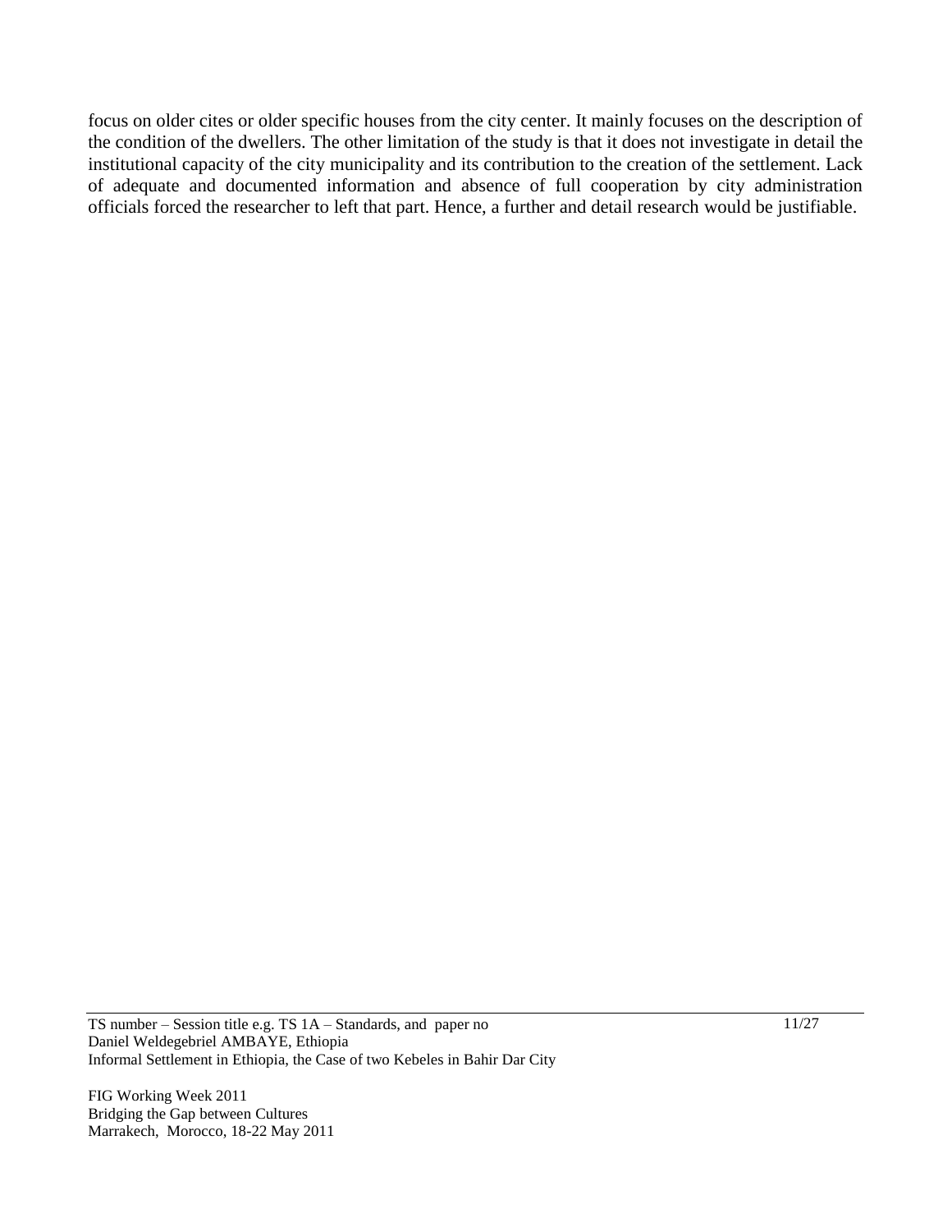focus on older cites or older specific houses from the city center. It mainly focuses on the description of the condition of the dwellers. The other limitation of the study is that it does not investigate in detail the institutional capacity of the city municipality and its contribution to the creation of the settlement. Lack of adequate and documented information and absence of full cooperation by city administration officials forced the researcher to left that part. Hence, a further and detail research would be justifiable.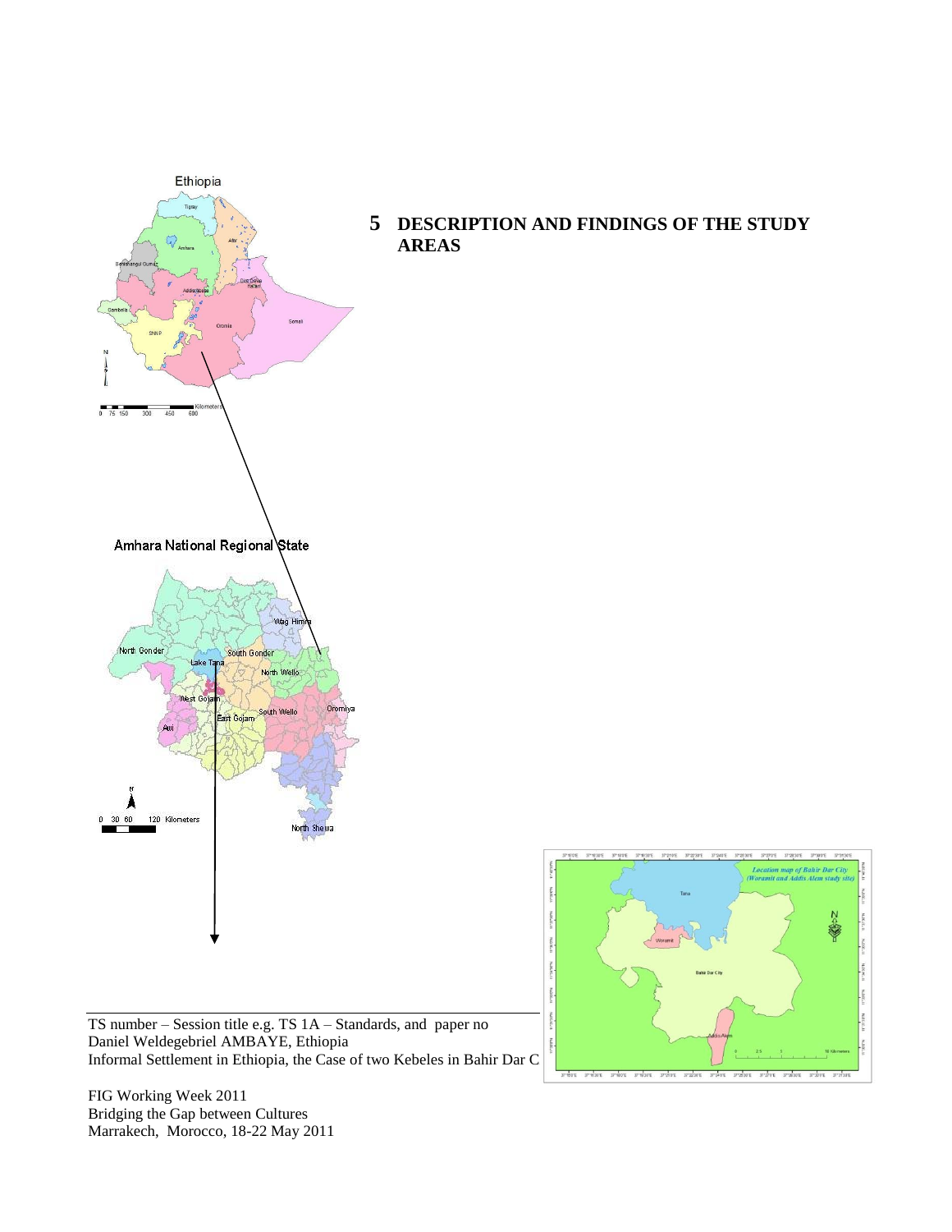## 5 DESCRIPTION AND FINDINGS OF THE STUDY AREAS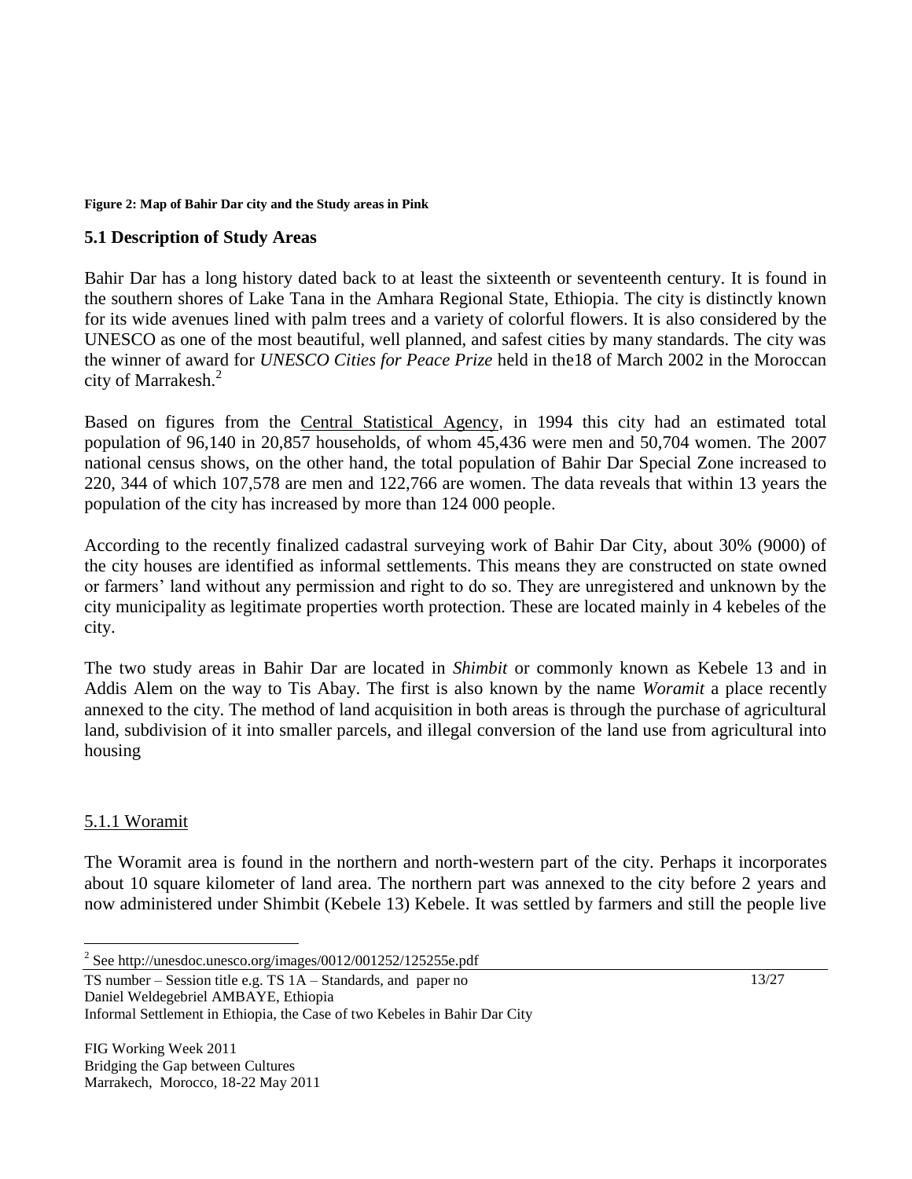**Figure 2: Map of Bahir Dar city and the Study areas in Pink**

### 5.1 Description of Study Areas

Bahir Dar has a long history dated back to at least the sixteenth or seventeenth century. It is found in the southern shores of Lake Tana in the Amhara Regional State, Ethiopia. The city is distinctly known for its wide avenues lined with palm trees and a variety of colorful flowers. It is also considered by the UNESCO as one of the most beautiful, well planned, and safest cities by many standards. The city was the winner of award for *UNESCO Cities for Peace Prize* held in the18 of March 2002 in the Moroccan city of Marrakesh.[2]

Based on figures from the Central Statistical Agency, in 1994 this city had an estimated total population of 96,140 in 20,857 households, of whom 45,436 were men and 50,704 women. The 2007 national census shows, on the other hand, the total population of Bahir Dar Special Zone increased to 220, 344 of which 107,578 are men and 122,766 are women. The data reveals that within 13 years the population of the city has increased by more than 124 000 people.

According to the recently finalized cadastral surveying work of Bahir Dar City, about 30% (9000) of the city houses are identified as informal settlements. This means they are constructed on state owned or farmers' land without any permission and right to do so. They are unregistered and unknown by the city municipality as legitimate properties worth protection. These are located mainly in 4 kebeles of the city.

The two study areas in Bahir Dar are located in *Shimbit* or commonly known as Kebele 13 and in Addis Alem on the way to Tis Abay. The first is also known by the name *Woramit* a place recently annexed to the city. The method of land acquisition in both areas is through the purchase of agricultural land, subdivision of it into smaller parcels, and illegal conversion of the land use from agricultural into housing

#### 5.1.1 Woramit

The Woramit area is found in the northern and north-western part of the city. Perhaps it incorporates about 10 square kilometer of land area. The northern part was annexed to the city before 2 years and now administered under Shimbit (Kebele 13) Kebele. It was settled by farmers and still the people live

[2] See http://unesdoc.unesco.org/images/0012/001252/125255e.pdf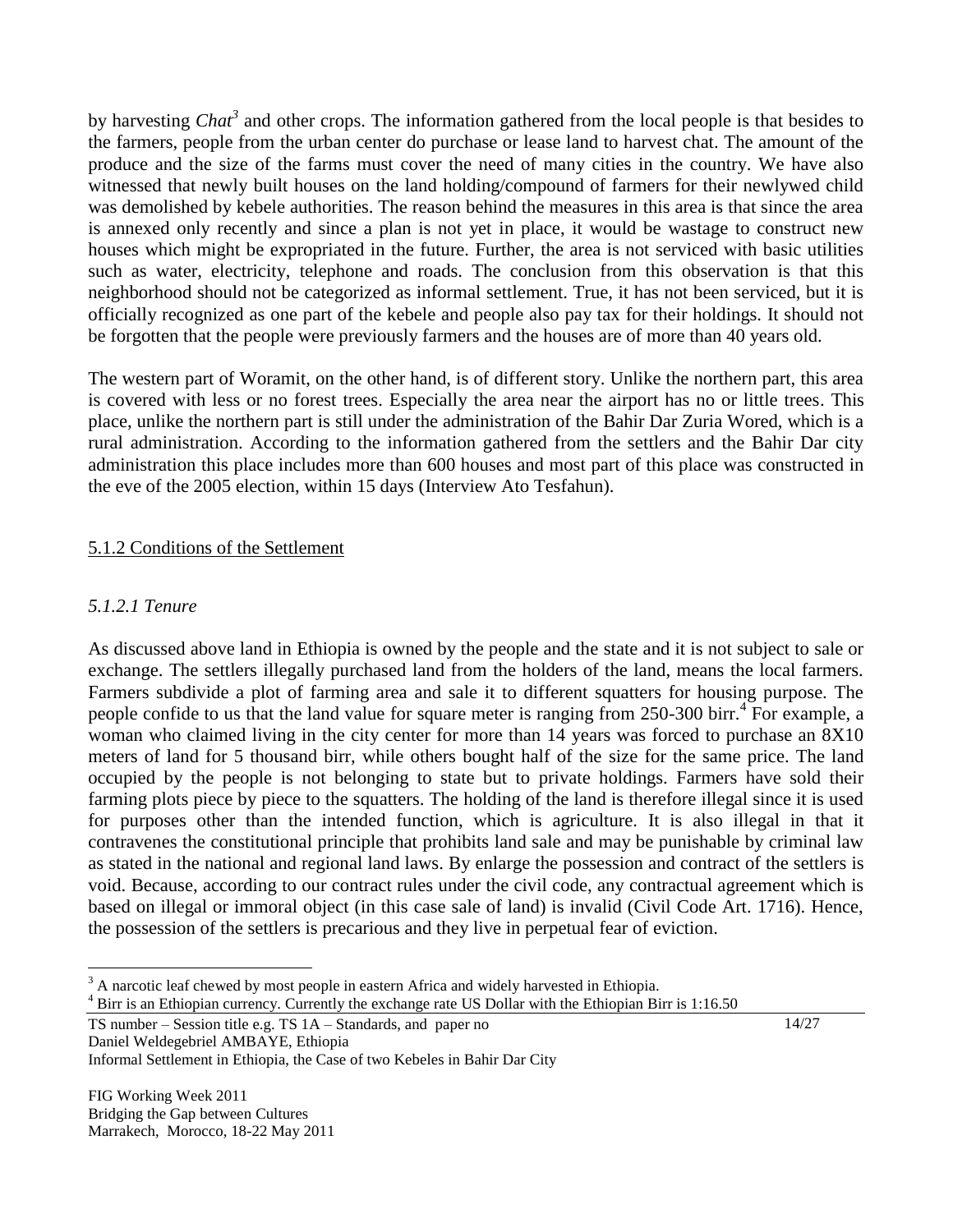by harvesting *Chat*[3] and other crops. The information gathered from the local people is that besides to the farmers, people from the urban center do purchase or lease land to harvest chat. The amount of the produce and the size of the farms must cover the need of many cities in the country. We have also witnessed that newly built houses on the land holding/compound of farmers for their newlywed child was demolished by kebele authorities. The reason behind the measures in this area is that since the area is annexed only recently and since a plan is not yet in place, it would be wastage to construct new houses which might be expropriated in the future. Further, the area is not serviced with basic utilities such as water, electricity, telephone and roads. The conclusion from this observation is that this neighborhood should not be categorized as informal settlement. True, it has not been serviced, but it is officially recognized as one part of the kebele and people also pay tax for their holdings. It should not be forgotten that the people were previously farmers and the houses are of more than 40 years old.

The western part of Woramit, on the other hand, is of different story. Unlike the northern part, this area is covered with less or no forest trees. Especially the area near the airport has no or little trees. This place, unlike the northern part is still under the administration of the Bahir Dar Zuria Wored, which is a rural administration. According to the information gathered from the settlers and the Bahir Dar city administration this place includes more than 600 houses and most part of this place was constructed in the eve of the 2005 election, within 15 days (Interview Ato Tesfahun).

### 5.1.2 Conditions of the Settlement

#### *5.1.2.1 Tenure*

As discussed above land in Ethiopia is owned by the people and the state and it is not subject to sale or exchange. The settlers illegally purchased land from the holders of the land, means the local farmers. Farmers subdivide a plot of farming area and sale it to different squatters for housing purpose. The people confide to us that the land value for square meter is ranging from 250-300 birr.[4] For example, a woman who claimed living in the city center for more than 14 years was forced to purchase an 8X10 meters of land for 5 thousand birr, while others bought half of the size for the same price. The land occupied by the people is not belonging to state but to private holdings. Farmers have sold their farming plots piece by piece to the squatters. The holding of the land is therefore illegal since it is used for purposes other than the intended function, which is agriculture. It is also illegal in that it contravenes the constitutional principle that prohibits land sale and may be punishable by criminal law as stated in the national and regional land laws. By enlarge the possession and contract of the settlers is void. Because, according to our contract rules under the civil code, any contractual agreement which is based on illegal or immoral object (in this case sale of land) is invalid (Civil Code Art. 1716). Hence, the possession of the settlers is precarious and they live in perpetual fear of eviction.

---

[3] A narcotic leaf chewed by most people in eastern Africa and widely harvested in Ethiopia.

[4] Birr is an Ethiopian currency. Currently the exchange rate US Dollar with the Ethiopian Birr is 1:16.50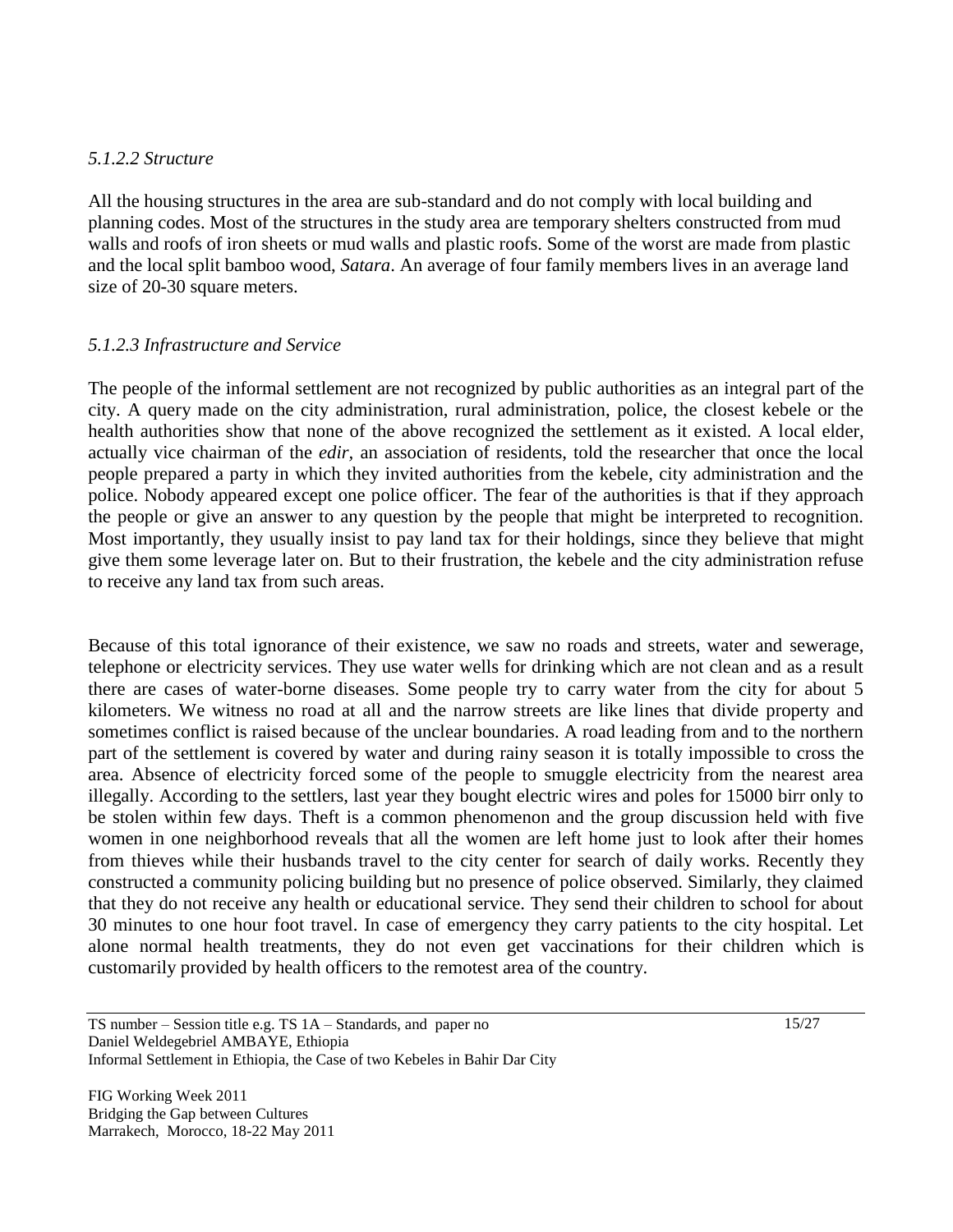#### *5.1.2.2 Structure*

All the housing structures in the area are sub-standard and do not comply with local building and planning codes. Most of the structures in the study area are temporary shelters constructed from mud walls and roofs of iron sheets or mud walls and plastic roofs. Some of the worst are made from plastic and the local split bamboo wood, *Satara*. An average of four family members lives in an average land size of 20-30 square meters.

#### *5.1.2.3 Infrastructure and Service*

The people of the informal settlement are not recognized by public authorities as an integral part of the city. A query made on the city administration, rural administration, police, the closest kebele or the health authorities show that none of the above recognized the settlement as it existed. A local elder, actually vice chairman of the *edir*, an association of residents, told the researcher that once the local people prepared a party in which they invited authorities from the kebele, city administration and the police. Nobody appeared except one police officer. The fear of the authorities is that if they approach the people or give an answer to any question by the people that might be interpreted to recognition. Most importantly, they usually insist to pay land tax for their holdings, since they believe that might give them some leverage later on. But to their frustration, the kebele and the city administration refuse to receive any land tax from such areas.

Because of this total ignorance of their existence, we saw no roads and streets, water and sewerage, telephone or electricity services. They use water wells for drinking which are not clean and as a result there are cases of water-borne diseases. Some people try to carry water from the city for about 5 kilometers. We witness no road at all and the narrow streets are like lines that divide property and sometimes conflict is raised because of the unclear boundaries. A road leading from and to the northern part of the settlement is covered by water and during rainy season it is totally impossible to cross the area. Absence of electricity forced some of the people to smuggle electricity from the nearest area illegally. According to the settlers, last year they bought electric wires and poles for 15000 birr only to be stolen within few days. Theft is a common phenomenon and the group discussion held with five women in one neighborhood reveals that all the women are left home just to look after their homes from thieves while their husbands travel to the city center for search of daily works. Recently they constructed a community policing building but no presence of police observed. Similarly, they claimed that they do not receive any health or educational service. They send their children to school for about 30 minutes to one hour foot travel. In case of emergency they carry patients to the city hospital. Let alone normal health treatments, they do not even get vaccinations for their children which is customarily provided by health officers to the remotest area of the country.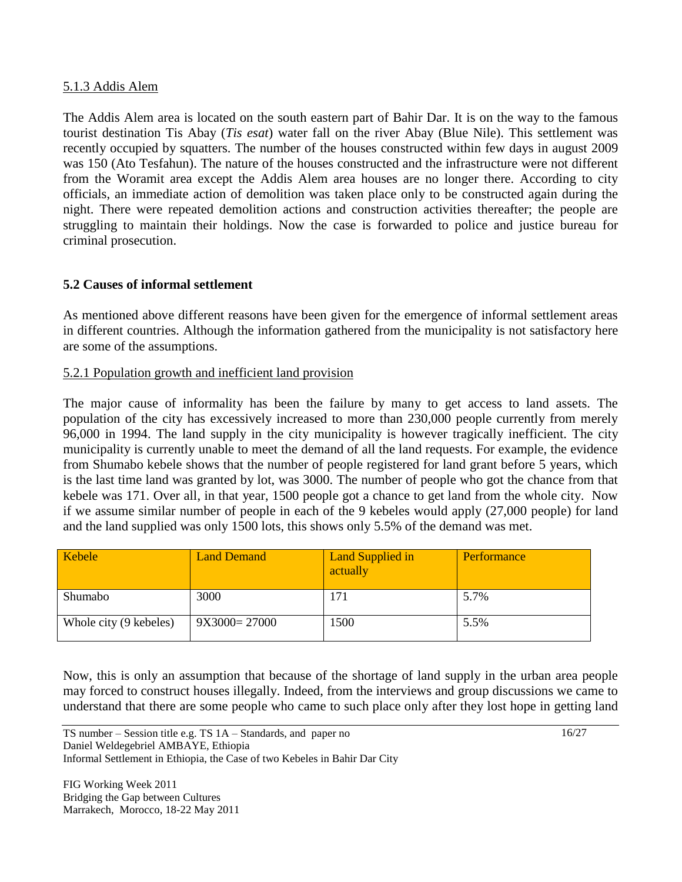### 5.1.3 Addis Alem

The Addis Alem area is located on the south eastern part of Bahir Dar. It is on the way to the famous tourist destination Tis Abay (*Tis esat*) water fall on the river Abay (Blue Nile). This settlement was recently occupied by squatters. The number of the houses constructed within few days in august 2009 was 150 (Ato Tesfahun). The nature of the houses constructed and the infrastructure were not different from the Woramit area except the Addis Alem area houses are no longer there. According to city officials, an immediate action of demolition was taken place only to be constructed again during the night. There were repeated demolition actions and construction activities thereafter; the people are struggling to maintain their holdings. Now the case is forwarded to police and justice bureau for criminal prosecution.

## 5.2 Causes of informal settlement

As mentioned above different reasons have been given for the emergence of informal settlement areas in different countries. Although the information gathered from the municipality is not satisfactory here are some of the assumptions.

### 5.2.1 Population growth and inefficient land provision

The major cause of informality has been the failure by many to get access to land assets. The population of the city has excessively increased to more than 230,000 people currently from merely 96,000 in 1994. The land supply in the city municipality is however tragically inefficient. The city municipality is currently unable to meet the demand of all the land requests. For example, the evidence from Shumabo kebele shows that the number of people registered for land grant before 5 years, which is the last time land was granted by lot, was 3000. The number of people who got the chance from that kebele was 171. Over all, in that year, 1500 people got a chance to get land from the whole city. Now if we assume similar number of people in each of the 9 kebeles would apply (27,000 people) for land and the land supplied was only 1500 lots, this shows only 5.5% of the demand was met.

| Kebele | Land Demand | Land Supplied in actually | Performance |
|---|---|---|---|
| Shumabo | 3000 | 171 | 5.7% |
| Whole city (9 kebeles) | 9X3000= 27000 | 1500 | 5.5% |

Now, this is only an assumption that because of the shortage of land supply in the urban area people may forced to construct houses illegally. Indeed, from the interviews and group discussions we came to understand that there are some people who came to such place only after they lost hope in getting land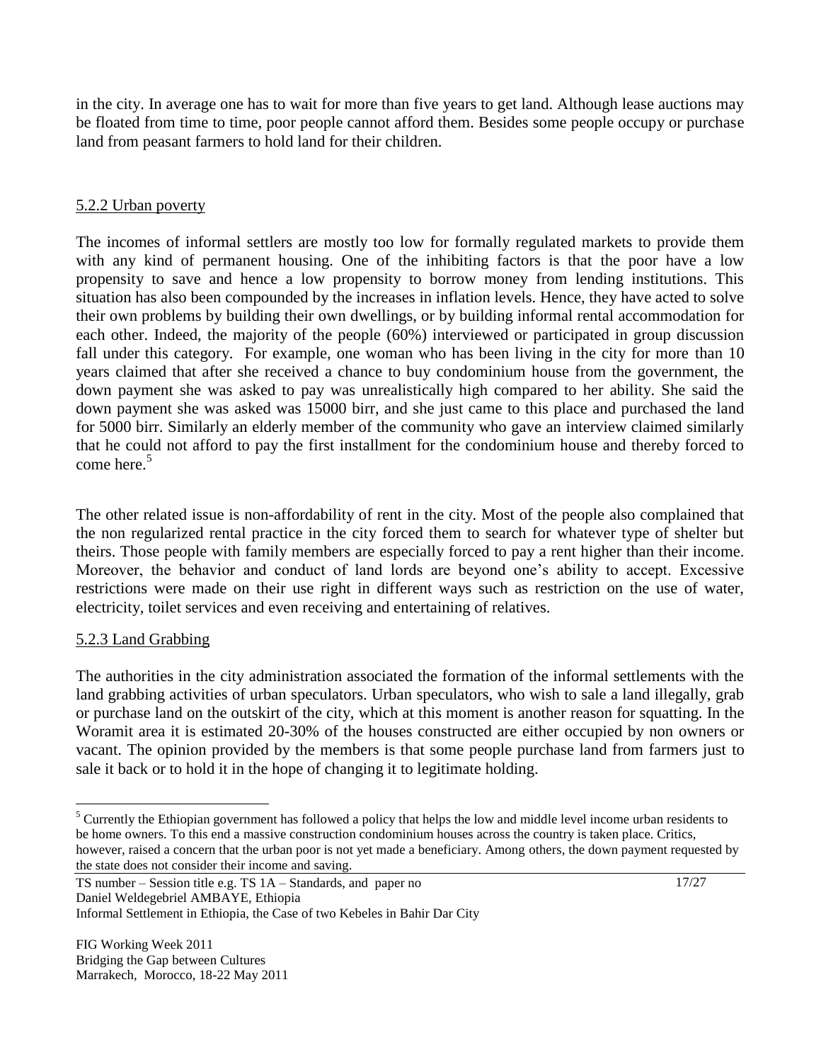in the city. In average one has to wait for more than five years to get land. Although lease auctions may be floated from time to time, poor people cannot afford them. Besides some people occupy or purchase land from peasant farmers to hold land for their children.

### 5.2.2 Urban poverty

The incomes of informal settlers are mostly too low for formally regulated markets to provide them with any kind of permanent housing. One of the inhibiting factors is that the poor have a low propensity to save and hence a low propensity to borrow money from lending institutions. This situation has also been compounded by the increases in inflation levels. Hence, they have acted to solve their own problems by building their own dwellings, or by building informal rental accommodation for each other. Indeed, the majority of the people (60%) interviewed or participated in group discussion fall under this category. For example, one woman who has been living in the city for more than 10 years claimed that after she received a chance to buy condominium house from the government, the down payment she was asked to pay was unrealistically high compared to her ability. She said the down payment she was asked was 15000 birr, and she just came to this place and purchased the land for 5000 birr. Similarly an elderly member of the community who gave an interview claimed similarly that he could not afford to pay the first installment for the condominium house and thereby forced to come here.[5]

The other related issue is non-affordability of rent in the city. Most of the people also complained that the non regularized rental practice in the city forced them to search for whatever type of shelter but theirs. Those people with family members are especially forced to pay a rent higher than their income. Moreover, the behavior and conduct of land lords are beyond one's ability to accept. Excessive restrictions were made on their use right in different ways such as restriction on the use of water, electricity, toilet services and even receiving and entertaining of relatives.

### 5.2.3 Land Grabbing

The authorities in the city administration associated the formation of the informal settlements with the land grabbing activities of urban speculators. Urban speculators, who wish to sale a land illegally, grab or purchase land on the outskirt of the city, which at this moment is another reason for squatting. In the Woramit area it is estimated 20-30% of the houses constructed are either occupied by non owners or vacant. The opinion provided by the members is that some people purchase land from farmers just to sale it back or to hold it in the hope of changing it to legitimate holding.

---

[5] Currently the Ethiopian government has followed a policy that helps the low and middle level income urban residents to be home owners. To this end a massive construction condominium houses across the country is taken place. Critics, however, raised a concern that the urban poor is not yet made a beneficiary. Among others, the down payment requested by the state does not consider their income and saving.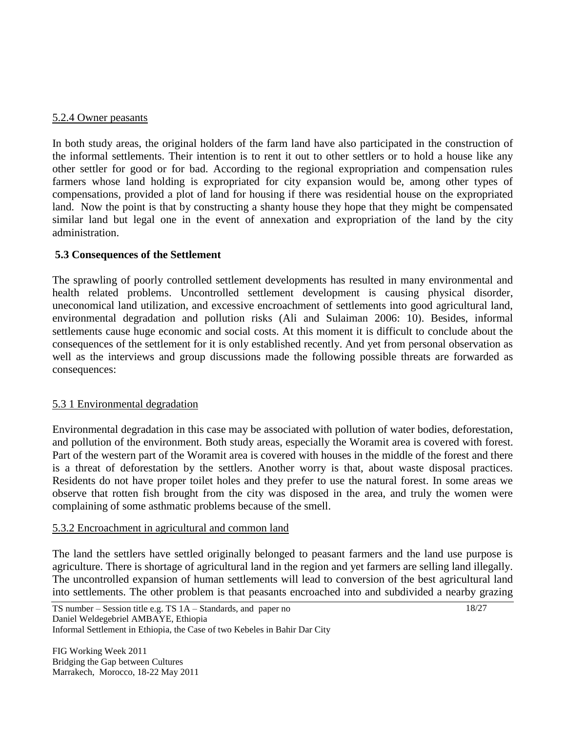#### 5.2.4 Owner peasants

In both study areas, the original holders of the farm land have also participated in the construction of the informal settlements. Their intention is to rent it out to other settlers or to hold a house like any other settler for good or for bad. According to the regional expropriation and compensation rules farmers whose land holding is expropriated for city expansion would be, among other types of compensations, provided a plot of land for housing if there was residential house on the expropriated land. Now the point is that by constructing a shanty house they hope that they might be compensated similar land but legal one in the event of annexation and expropriation of the land by the city administration.

### 5.3 Consequences of the Settlement

The sprawling of poorly controlled settlement developments has resulted in many environmental and health related problems. Uncontrolled settlement development is causing physical disorder, uneconomical land utilization, and excessive encroachment of settlements into good agricultural land, environmental degradation and pollution risks (Ali and Sulaiman 2006: 10). Besides, informal settlements cause huge economic and social costs. At this moment it is difficult to conclude about the consequences of the settlement for it is only established recently. And yet from personal observation as well as the interviews and group discussions made the following possible threats are forwarded as consequences:

#### 5.3 1 Environmental degradation

Environmental degradation in this case may be associated with pollution of water bodies, deforestation, and pollution of the environment. Both study areas, especially the Woramit area is covered with forest. Part of the western part of the Woramit area is covered with houses in the middle of the forest and there is a threat of deforestation by the settlers. Another worry is that, about waste disposal practices. Residents do not have proper toilet holes and they prefer to use the natural forest. In some areas we observe that rotten fish brought from the city was disposed in the area, and truly the women were complaining of some asthmatic problems because of the smell.

#### 5.3.2 Encroachment in agricultural and common land

The land the settlers have settled originally belonged to peasant farmers and the land use purpose is agriculture. There is shortage of agricultural land in the region and yet farmers are selling land illegally. The uncontrolled expansion of human settlements will lead to conversion of the best agricultural land into settlements. The other problem is that peasants encroached into and subdivided a nearby grazing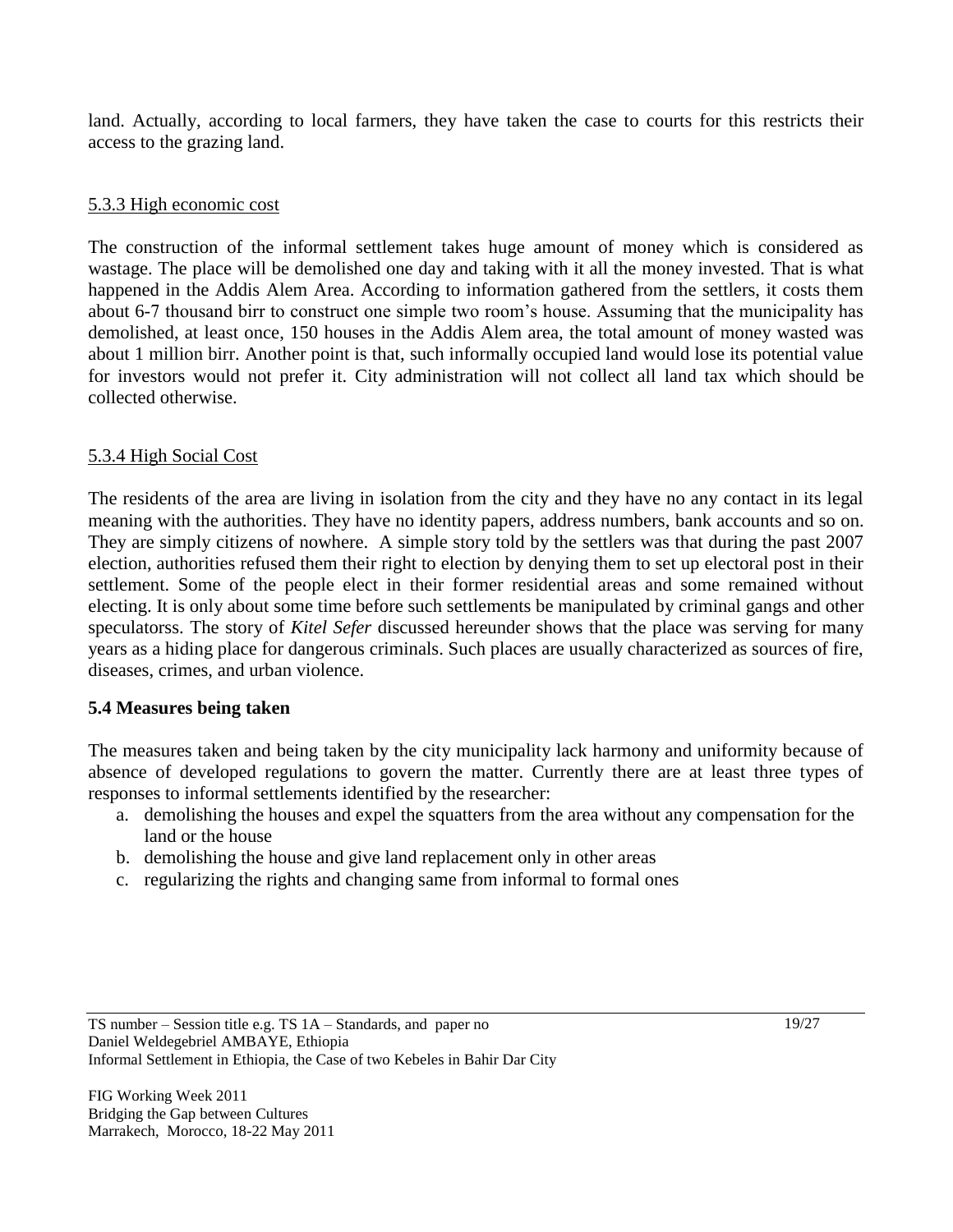land. Actually, according to local farmers, they have taken the case to courts for this restricts their access to the grazing land.

### 5.3.3 High economic cost

The construction of the informal settlement takes huge amount of money which is considered as wastage. The place will be demolished one day and taking with it all the money invested. That is what happened in the Addis Alem Area. According to information gathered from the settlers, it costs them about 6-7 thousand birr to construct one simple two room's house. Assuming that the municipality has demolished, at least once, 150 houses in the Addis Alem area, the total amount of money wasted was about 1 million birr. Another point is that, such informally occupied land would lose its potential value for investors would not prefer it. City administration will not collect all land tax which should be collected otherwise.

### 5.3.4 High Social Cost

The residents of the area are living in isolation from the city and they have no any contact in its legal meaning with the authorities. They have no identity papers, address numbers, bank accounts and so on. They are simply citizens of nowhere. A simple story told by the settlers was that during the past 2007 election, authorities refused them their right to election by denying them to set up electoral post in their settlement. Some of the people elect in their former residential areas and some remained without electing. It is only about some time before such settlements be manipulated by criminal gangs and other speculatorss. The story of *Kitel Sefer* discussed hereunder shows that the place was serving for many years as a hiding place for dangerous criminals. Such places are usually characterized as sources of fire, diseases, crimes, and urban violence.

## 5.4 Measures being taken

The measures taken and being taken by the city municipality lack harmony and uniformity because of absence of developed regulations to govern the matter. Currently there are at least three types of responses to informal settlements identified by the researcher:

a. demolishing the houses and expel the squatters from the area without any compensation for the land or the house
b. demolishing the house and give land replacement only in other areas
c. regularizing the rights and changing same from informal to formal ones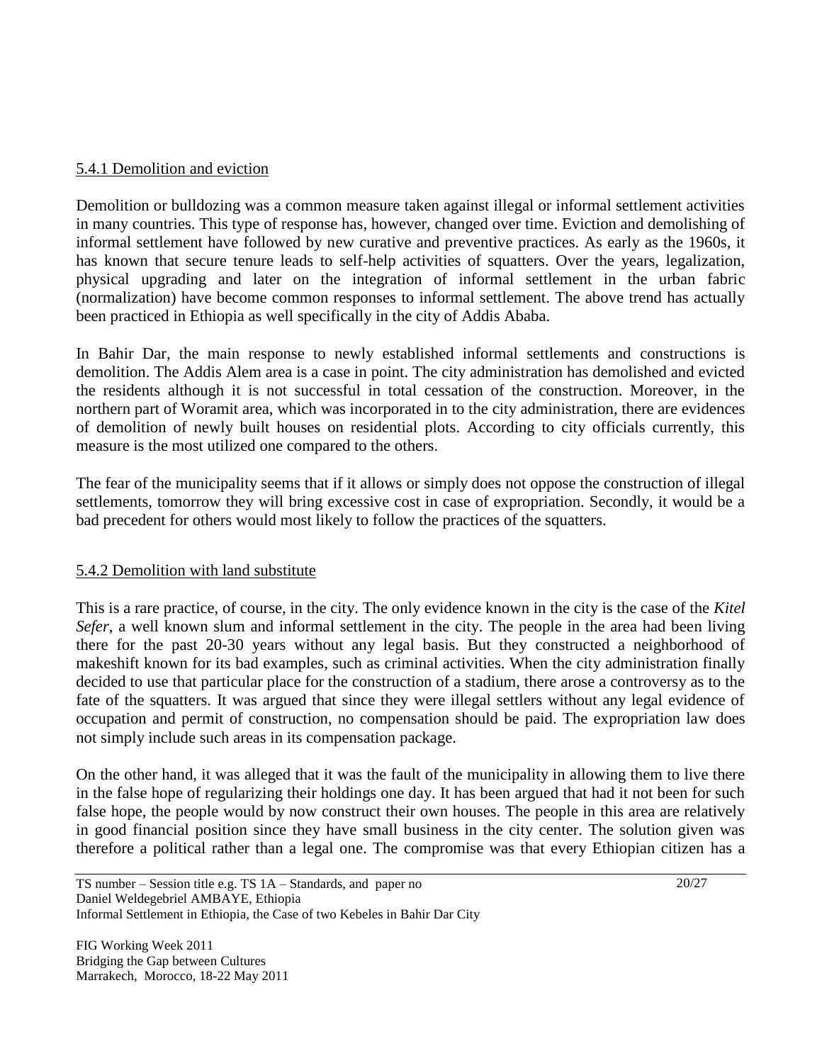### 5.4.1 Demolition and eviction

Demolition or bulldozing was a common measure taken against illegal or informal settlement activities in many countries. This type of response has, however, changed over time. Eviction and demolishing of informal settlement have followed by new curative and preventive practices. As early as the 1960s, it has known that secure tenure leads to self-help activities of squatters. Over the years, legalization, physical upgrading and later on the integration of informal settlement in the urban fabric (normalization) have become common responses to informal settlement. The above trend has actually been practiced in Ethiopia as well specifically in the city of Addis Ababa.

In Bahir Dar, the main response to newly established informal settlements and constructions is demolition. The Addis Alem area is a case in point. The city administration has demolished and evicted the residents although it is not successful in total cessation of the construction. Moreover, in the northern part of Woramit area, which was incorporated in to the city administration, there are evidences of demolition of newly built houses on residential plots. According to city officials currently, this measure is the most utilized one compared to the others.

The fear of the municipality seems that if it allows or simply does not oppose the construction of illegal settlements, tomorrow they will bring excessive cost in case of expropriation. Secondly, it would be a bad precedent for others would most likely to follow the practices of the squatters.

### 5.4.2 Demolition with land substitute

This is a rare practice, of course, in the city. The only evidence known in the city is the case of the *Kitel Sefer*, a well known slum and informal settlement in the city. The people in the area had been living there for the past 20-30 years without any legal basis. But they constructed a neighborhood of makeshift known for its bad examples, such as criminal activities. When the city administration finally decided to use that particular place for the construction of a stadium, there arose a controversy as to the fate of the squatters. It was argued that since they were illegal settlers without any legal evidence of occupation and permit of construction, no compensation should be paid. The expropriation law does not simply include such areas in its compensation package.

On the other hand, it was alleged that it was the fault of the municipality in allowing them to live there in the false hope of regularizing their holdings one day. It has been argued that had it not been for such false hope, the people would by now construct their own houses. The people in this area are relatively in good financial position since they have small business in the city center. The solution given was therefore a political rather than a legal one. The compromise was that every Ethiopian citizen has a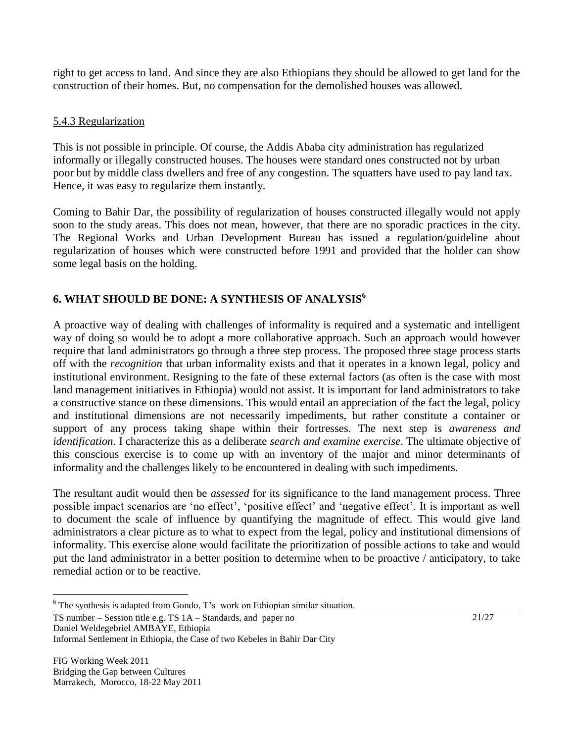right to get access to land. And since they are also Ethiopians they should be allowed to get land for the construction of their homes. But, no compensation for the demolished houses was allowed.

### 5.4.3 Regularization

This is not possible in principle. Of course, the Addis Ababa city administration has regularized informally or illegally constructed houses. The houses were standard ones constructed not by urban poor but by middle class dwellers and free of any congestion. The squatters have used to pay land tax. Hence, it was easy to regularize them instantly.

Coming to Bahir Dar, the possibility of regularization of houses constructed illegally would not apply soon to the study areas. This does not mean, however, that there are no sporadic practices in the city. The Regional Works and Urban Development Bureau has issued a regulation/guideline about regularization of houses which were constructed before 1991 and provided that the holder can show some legal basis on the holding.

## 6. WHAT SHOULD BE DONE: A SYNTHESIS OF ANALYSIS[6]

A proactive way of dealing with challenges of informality is required and a systematic and intelligent way of doing so would be to adopt a more collaborative approach. Such an approach would however require that land administrators go through a three step process. The proposed three stage process starts off with the *recognition* that urban informality exists and that it operates in a known legal, policy and institutional environment. Resigning to the fate of these external factors (as often is the case with most land management initiatives in Ethiopia) would not assist. It is important for land administrators to take a constructive stance on these dimensions. This would entail an appreciation of the fact the legal, policy and institutional dimensions are not necessarily impediments, but rather constitute a container or support of any process taking shape within their fortresses. The next step is *awareness and identification.* I characterize this as a deliberate *search and examine exercise*. The ultimate objective of this conscious exercise is to come up with an inventory of the major and minor determinants of informality and the challenges likely to be encountered in dealing with such impediments.

The resultant audit would then be *assessed* for its significance to the land management process. Three possible impact scenarios are 'no effect', 'positive effect' and 'negative effect'. It is important as well to document the scale of influence by quantifying the magnitude of effect. This would give land administrators a clear picture as to what to expect from the legal, policy and institutional dimensions of informality. This exercise alone would facilitate the prioritization of possible actions to take and would put the land administrator in a better position to determine when to be proactive / anticipatory, to take remedial action or to be reactive.

---

[6] The synthesis is adapted from Gondo, T's work on Ethiopian similar situation.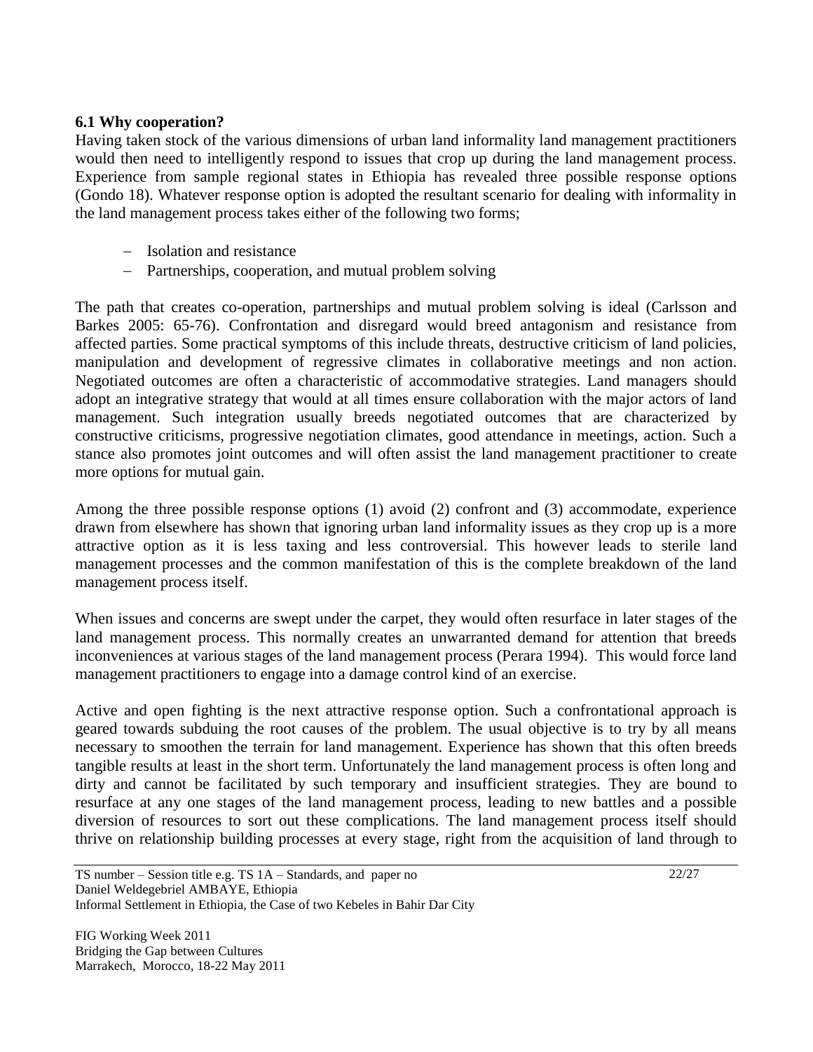### 6.1 Why cooperation?

Having taken stock of the various dimensions of urban land informality land management practitioners would then need to intelligently respond to issues that crop up during the land management process. Experience from sample regional states in Ethiopia has revealed three possible response options (Gondo 18). Whatever response option is adopted the resultant scenario for dealing with informality in the land management process takes either of the following two forms;

- Isolation and resistance
- Partnerships, cooperation, and mutual problem solving

The path that creates co-operation, partnerships and mutual problem solving is ideal (Carlsson and Barkes 2005: 65-76). Confrontation and disregard would breed antagonism and resistance from affected parties. Some practical symptoms of this include threats, destructive criticism of land policies, manipulation and development of regressive climates in collaborative meetings and non action. Negotiated outcomes are often a characteristic of accommodative strategies. Land managers should adopt an integrative strategy that would at all times ensure collaboration with the major actors of land management. Such integration usually breeds negotiated outcomes that are characterized by constructive criticisms, progressive negotiation climates, good attendance in meetings, action. Such a stance also promotes joint outcomes and will often assist the land management practitioner to create more options for mutual gain.

Among the three possible response options (1) avoid (2) confront and (3) accommodate, experience drawn from elsewhere has shown that ignoring urban land informality issues as they crop up is a more attractive option as it is less taxing and less controversial. This however leads to sterile land management processes and the common manifestation of this is the complete breakdown of the land management process itself.

When issues and concerns are swept under the carpet, they would often resurface in later stages of the land management process. This normally creates an unwarranted demand for attention that breeds inconveniences at various stages of the land management process (Perara 1994). This would force land management practitioners to engage into a damage control kind of an exercise.

Active and open fighting is the next attractive response option. Such a confrontational approach is geared towards subduing the root causes of the problem. The usual objective is to try by all means necessary to smoothen the terrain for land management. Experience has shown that this often breeds tangible results at least in the short term. Unfortunately the land management process is often long and dirty and cannot be facilitated by such temporary and insufficient strategies. They are bound to resurface at any one stages of the land management process, leading to new battles and a possible diversion of resources to sort out these complications. The land management process itself should thrive on relationship building processes at every stage, right from the acquisition of land through to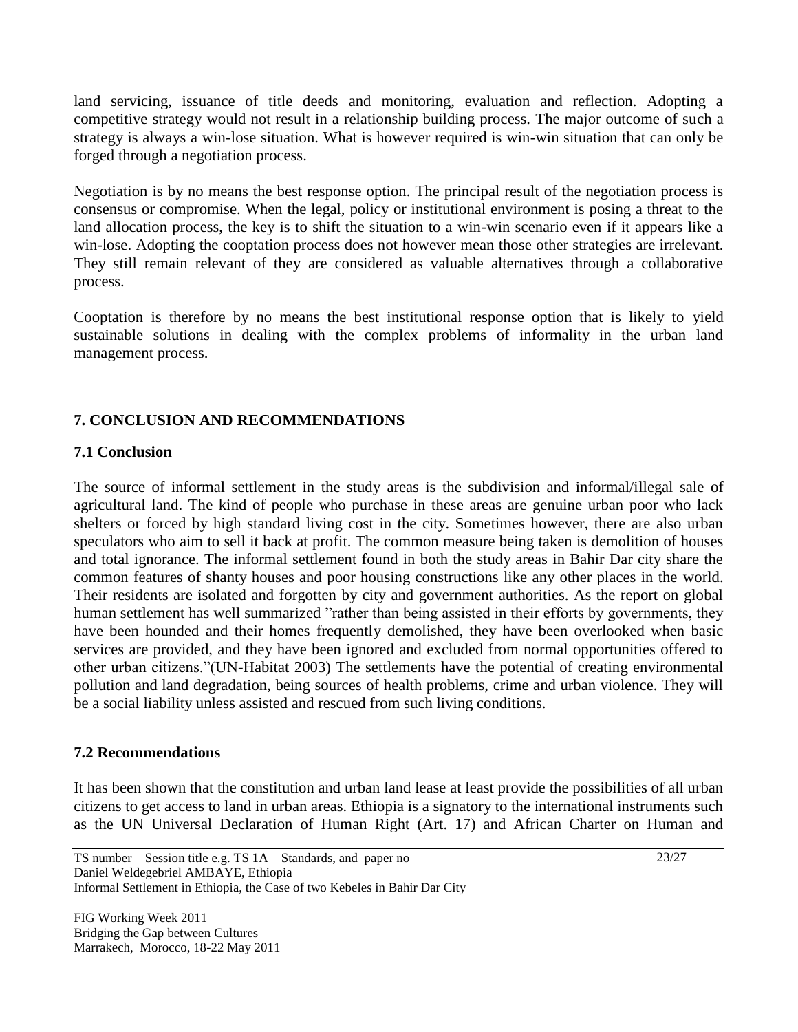land servicing, issuance of title deeds and monitoring, evaluation and reflection. Adopting a competitive strategy would not result in a relationship building process. The major outcome of such a strategy is always a win-lose situation. What is however required is win-win situation that can only be forged through a negotiation process.

Negotiation is by no means the best response option. The principal result of the negotiation process is consensus or compromise. When the legal, policy or institutional environment is posing a threat to the land allocation process, the key is to shift the situation to a win-win scenario even if it appears like a win-lose. Adopting the cooptation process does not however mean those other strategies are irrelevant. They still remain relevant of they are considered as valuable alternatives through a collaborative process.

Cooptation is therefore by no means the best institutional response option that is likely to yield sustainable solutions in dealing with the complex problems of informality in the urban land management process.

## 7. CONCLUSION AND RECOMMENDATIONS

### 7.1 Conclusion

The source of informal settlement in the study areas is the subdivision and informal/illegal sale of agricultural land. The kind of people who purchase in these areas are genuine urban poor who lack shelters or forced by high standard living cost in the city. Sometimes however, there are also urban speculators who aim to sell it back at profit. The common measure being taken is demolition of houses and total ignorance. The informal settlement found in both the study areas in Bahir Dar city share the common features of shanty houses and poor housing constructions like any other places in the world. Their residents are isolated and forgotten by city and government authorities. As the report on global human settlement has well summarized "rather than being assisted in their efforts by governments, they have been hounded and their homes frequently demolished, they have been overlooked when basic services are provided, and they have been ignored and excluded from normal opportunities offered to other urban citizens."(UN-Habitat 2003) The settlements have the potential of creating environmental pollution and land degradation, being sources of health problems, crime and urban violence. They will be a social liability unless assisted and rescued from such living conditions.

### 7.2 Recommendations

It has been shown that the constitution and urban land lease at least provide the possibilities of all urban citizens to get access to land in urban areas. Ethiopia is a signatory to the international instruments such as the UN Universal Declaration of Human Right (Art. 17) and African Charter on Human and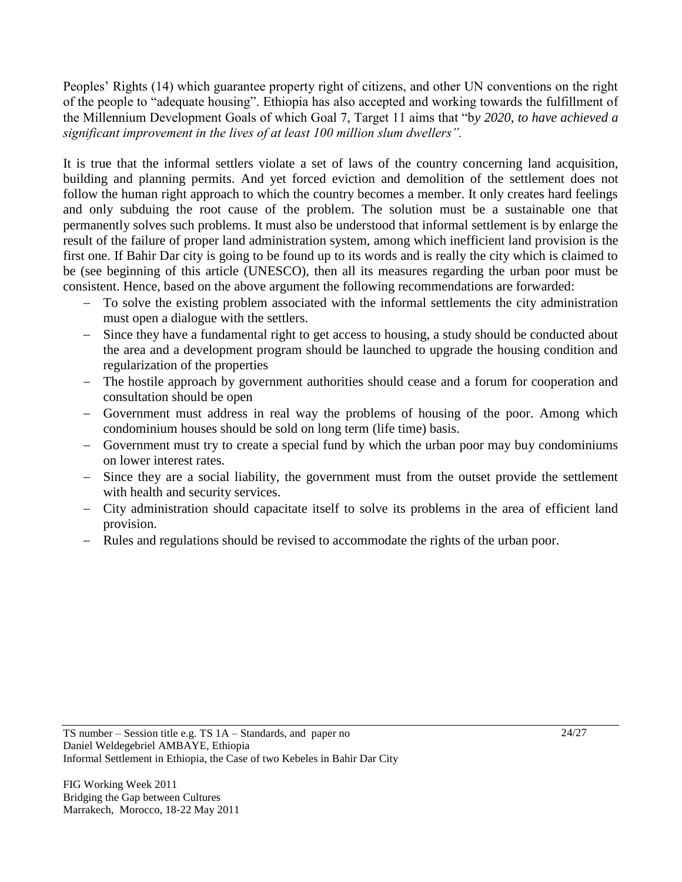Peoples' Rights (14) which guarantee property right of citizens, and other UN conventions on the right of the people to "adequate housing". Ethiopia has also accepted and working towards the fulfillment of the Millennium Development Goals of which Goal 7, Target 11 aims that "b*y 2020, to have achieved a significant improvement in the lives of at least 100 million slum dwellers".*

It is true that the informal settlers violate a set of laws of the country concerning land acquisition, building and planning permits. And yet forced eviction and demolition of the settlement does not follow the human right approach to which the country becomes a member. It only creates hard feelings and only subduing the root cause of the problem. The solution must be a sustainable one that permanently solves such problems. It must also be understood that informal settlement is by enlarge the result of the failure of proper land administration system, among which inefficient land provision is the first one. If Bahir Dar city is going to be found up to its words and is really the city which is claimed to be (see beginning of this article (UNESCO), then all its measures regarding the urban poor must be consistent. Hence, based on the above argument the following recommendations are forwarded:

- To solve the existing problem associated with the informal settlements the city administration must open a dialogue with the settlers.
- Since they have a fundamental right to get access to housing, a study should be conducted about the area and a development program should be launched to upgrade the housing condition and regularization of the properties
- The hostile approach by government authorities should cease and a forum for cooperation and consultation should be open
- Government must address in real way the problems of housing of the poor. Among which condominium houses should be sold on long term (life time) basis.
- Government must try to create a special fund by which the urban poor may buy condominiums on lower interest rates.
- Since they are a social liability, the government must from the outset provide the settlement with health and security services.
- City administration should capacitate itself to solve its problems in the area of efficient land provision.
- Rules and regulations should be revised to accommodate the rights of the urban poor.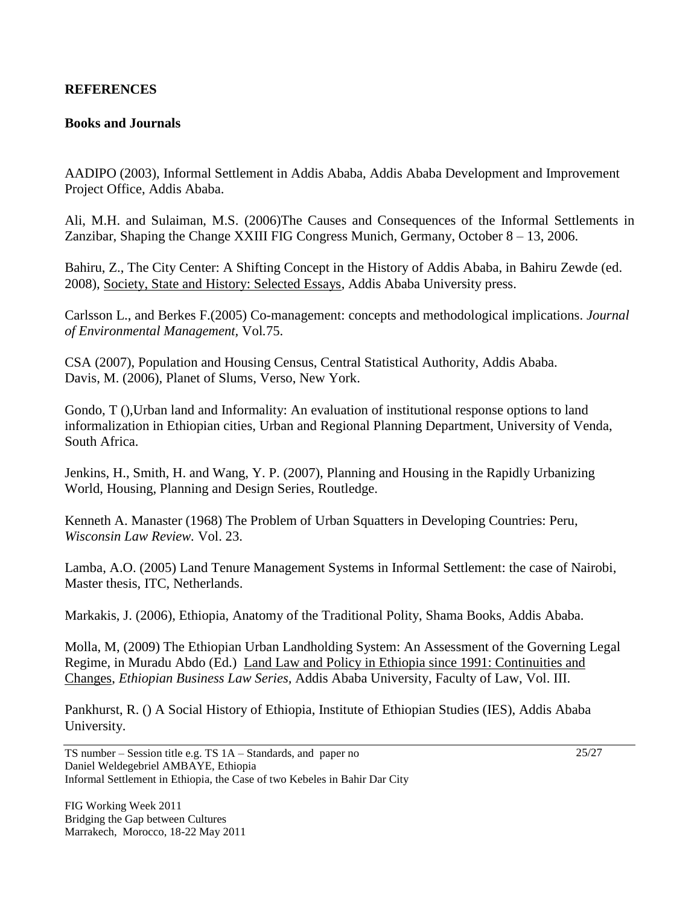## REFERENCES

### Books and Journals

AADIPO (2003), Informal Settlement in Addis Ababa, Addis Ababa Development and Improvement Project Office, Addis Ababa.

Ali, M.H. and Sulaiman, M.S. (2006)The Causes and Consequences of the Informal Settlements in Zanzibar, Shaping the Change XXIII FIG Congress Munich, Germany, October 8 – 13, 2006.

Bahiru, Z., The City Center: A Shifting Concept in the History of Addis Ababa, in Bahiru Zewde (ed. 2008), Society, State and History: Selected Essays, Addis Ababa University press.

Carlsson L., and Berkes F.(2005) Co-management: concepts and methodological implications. *Journal of Environmental Management*, Vol.75.

CSA (2007), Population and Housing Census, Central Statistical Authority, Addis Ababa.
Davis, M. (2006), Planet of Slums, Verso, New York.

Gondo, T (),Urban land and Informality: An evaluation of institutional response options to land informalization in Ethiopian cities, Urban and Regional Planning Department, University of Venda, South Africa.

Jenkins, H., Smith, H. and Wang, Y. P. (2007), Planning and Housing in the Rapidly Urbanizing World, Housing, Planning and Design Series, Routledge.

Kenneth A. Manaster (1968) The Problem of Urban Squatters in Developing Countries: Peru, *Wisconsin Law Review*. Vol. 23.

Lamba, A.O. (2005) Land Tenure Management Systems in Informal Settlement: the case of Nairobi, Master thesis, ITC, Netherlands.

Markakis, J. (2006), Ethiopia, Anatomy of the Traditional Polity, Shama Books, Addis Ababa.

Molla, M, (2009) The Ethiopian Urban Landholding System: An Assessment of the Governing Legal Regime, in Muradu Abdo (Ed.) Land Law and Policy in Ethiopia since 1991: Continuities and Changes, *Ethiopian Business Law Series*, Addis Ababa University, Faculty of Law, Vol. III.

Pankhurst, R. () A Social History of Ethiopia, Institute of Ethiopian Studies (IES), Addis Ababa University.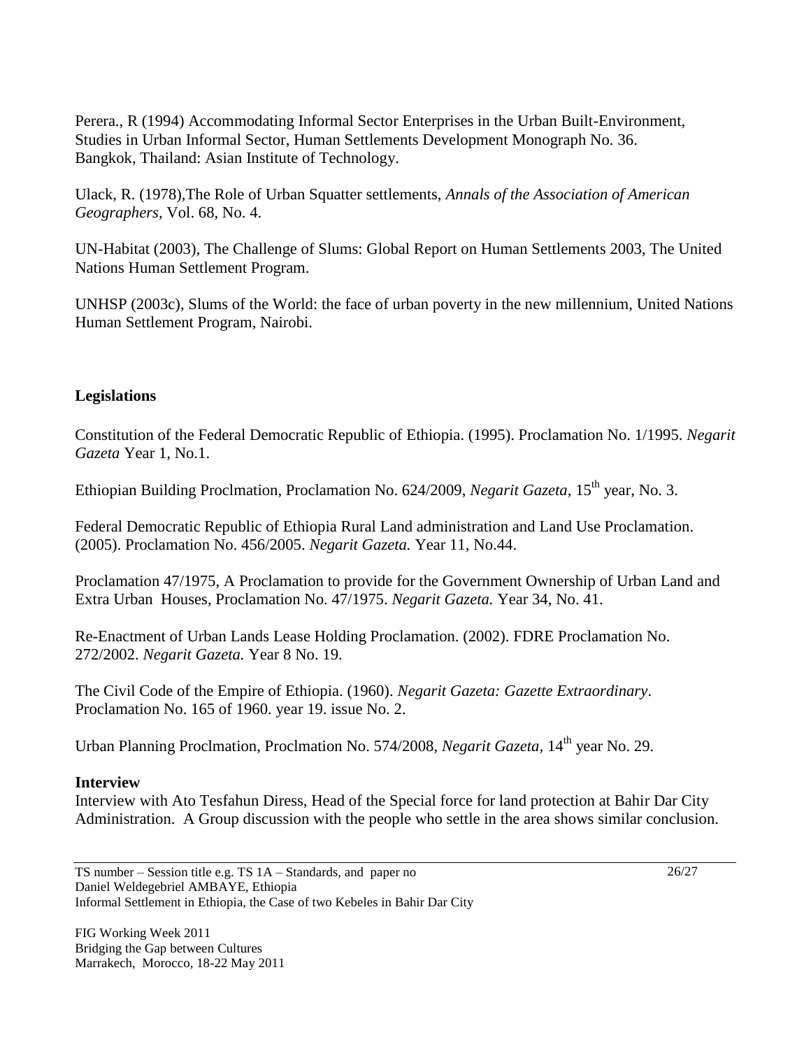Perera., R (1994) Accommodating Informal Sector Enterprises in the Urban Built-Environment, Studies in Urban Informal Sector, Human Settlements Development Monograph No. 36. Bangkok, Thailand: Asian Institute of Technology.

Ulack, R. (1978),The Role of Urban Squatter settlements, *Annals of the Association of American Geographers*, Vol. 68, No. 4.

UN-Habitat (2003), The Challenge of Slums: Global Report on Human Settlements 2003, The United Nations Human Settlement Program.

UNHSP (2003c), Slums of the World: the face of urban poverty in the new millennium, United Nations Human Settlement Program, Nairobi.

**Legislations**

Constitution of the Federal Democratic Republic of Ethiopia. (1995). Proclamation No. 1/1995. *Negarit Gazeta* Year 1, No.1.

Ethiopian Building Proclmation, Proclamation No. 624/2009, *Negarit Gazeta,* 15th year, No. 3.

Federal Democratic Republic of Ethiopia Rural Land administration and Land Use Proclamation. (2005). Proclamation No. 456/2005. *Negarit Gazeta.* Year 11, No.44.

Proclamation 47/1975, A Proclamation to provide for the Government Ownership of Urban Land and Extra Urban Houses, Proclamation No. 47/1975. *Negarit Gazeta.* Year 34, No. 41.

Re-Enactment of Urban Lands Lease Holding Proclamation. (2002). FDRE Proclamation No. 272/2002. *Negarit Gazeta.* Year 8 No. 19.

The Civil Code of the Empire of Ethiopia. (1960). *Negarit Gazeta: Gazette Extraordinary*. Proclamation No. 165 of 1960. year 19. issue No. 2.

Urban Planning Proclmation, Proclmation No. 574/2008, *Negarit Gazeta*, 14th year No. 29.

**Interview**

Interview with Ato Tesfahun Diress, Head of the Special force for land protection at Bahir Dar City Administration. A Group discussion with the people who settle in the area shows similar conclusion.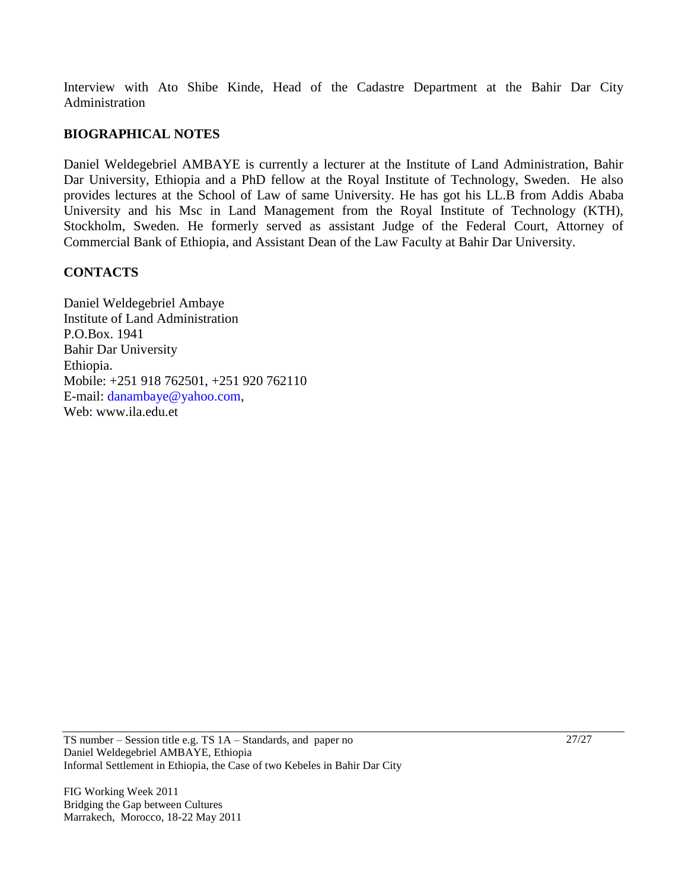Interview with Ato Shibe Kinde, Head of the Cadastre Department at the Bahir Dar City Administration

## BIOGRAPHICAL NOTES

Daniel Weldegebriel AMBAYE is currently a lecturer at the Institute of Land Administration, Bahir Dar University, Ethiopia and a PhD fellow at the Royal Institute of Technology, Sweden. He also provides lectures at the School of Law of same University. He has got his LL.B from Addis Ababa University and his Msc in Land Management from the Royal Institute of Technology (KTH), Stockholm, Sweden. He formerly served as assistant Judge of the Federal Court, Attorney of Commercial Bank of Ethiopia, and Assistant Dean of the Law Faculty at Bahir Dar University.

## CONTACTS

Daniel Weldegebriel Ambaye
Institute of Land Administration
P.O.Box. 1941
Bahir Dar University
Ethiopia.
Mobile: +251 918 762501, +251 920 762110
E-mail: danambaye@yahoo.com,
Web: www.ila.edu.et